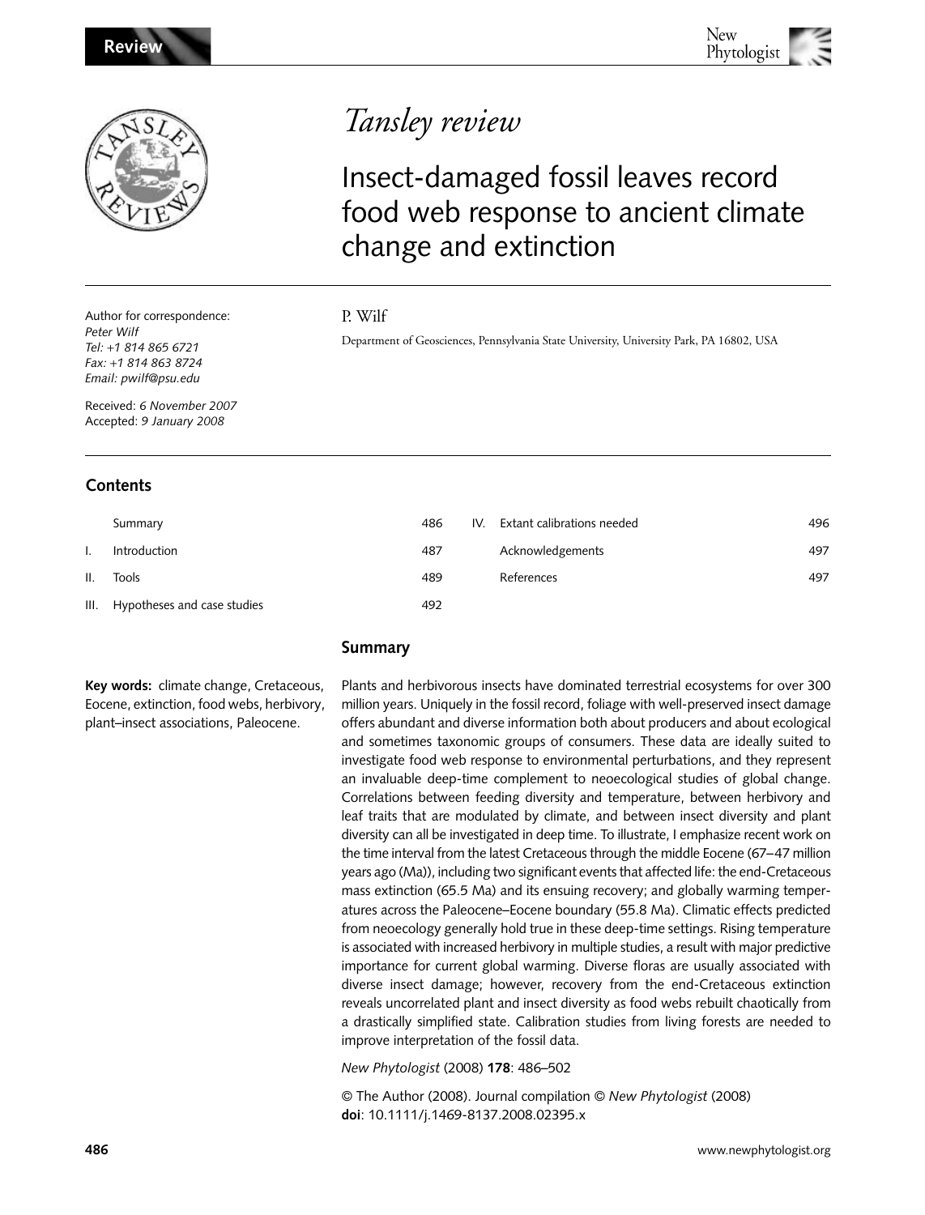Review

*Tansley review*

# Insect-damaged fossil leaves record food web response to ancient climate change and extinction

P. Wilf

Department of Geosciences, Pennsylvania State University, University Park, PA 16802, USA

Author for correspondence:
*Peter Wilf*
*Tel: +1 814 865 6721*
*Fax: +1 814 863 8724*
*Email: pwilf@psu.edu*

Received: *6 November 2007*
Accepted: *9 January 2008*

## Contents

| | | | | | |
|---|---|---|---|---|---|
| | Summary | 486 | IV. | Extant calibrations needed | 496 |
| I. | Introduction | 487 | | Acknowledgements | 497 |
| II. | Tools | 489 | | References | 497 |
| III. | Hypotheses and case studies | 492 | | | |

## Summary

**Key words:** climate change, Cretaceous, Eocene, extinction, food webs, herbivory, plant–insect associations, Paleocene.

Plants and herbivorous insects have dominated terrestrial ecosystems for over 300 million years. Uniquely in the fossil record, foliage with well-preserved insect damage offers abundant and diverse information both about producers and about ecological and sometimes taxonomic groups of consumers. These data are ideally suited to investigate food web response to environmental perturbations, and they represent an invaluable deep-time complement to neoecological studies of global change. Correlations between feeding diversity and temperature, between herbivory and leaf traits that are modulated by climate, and between insect diversity and plant diversity can all be investigated in deep time. To illustrate, I emphasize recent work on the time interval from the latest Cretaceous through the middle Eocene (67–47 million years ago (Ma)), including two significant events that affected life: the end-Cretaceous mass extinction (65.5 Ma) and its ensuing recovery; and globally warming temperatures across the Paleocene–Eocene boundary (55.8 Ma). Climatic effects predicted from neoecology generally hold true in these deep-time settings. Rising temperature is associated with increased herbivory in multiple studies, a result with major predictive importance for current global warming. Diverse floras are usually associated with diverse insect damage; however, recovery from the end-Cretaceous extinction reveals uncorrelated plant and insect diversity as food webs rebuilt chaotically from a drastically simplified state. Calibration studies from living forests are needed to improve interpretation of the fossil data.

*New Phytologist* (2008) **178**: 486–502

© The Author (2008). Journal compilation © *New Phytologist* (2008)
**doi**: 10.1111/j.1469-8137.2008.02395.x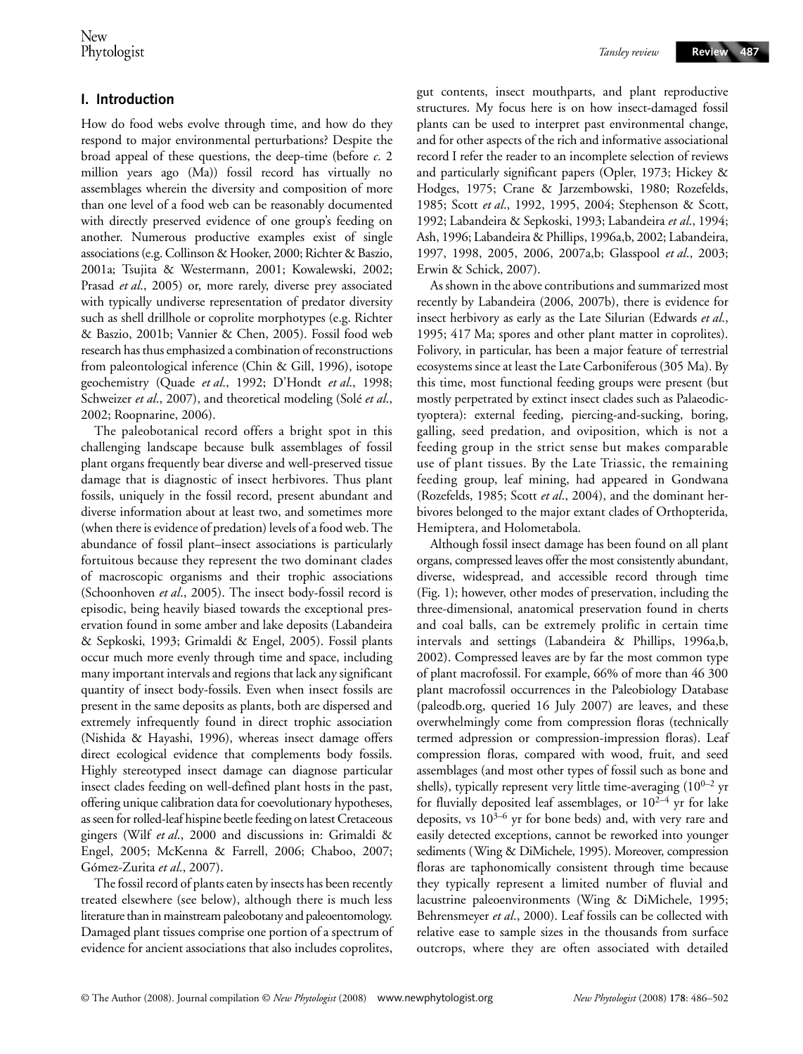## I. Introduction

How do food webs evolve through time, and how do they respond to major environmental perturbations? Despite the broad appeal of these questions, the deep-time (before *c*. 2 million years ago (Ma)) fossil record has virtually no assemblages wherein the diversity and composition of more than one level of a food web can be reasonably documented with directly preserved evidence of one group's feeding on another. Numerous productive examples exist of single associations (e.g. Collinson & Hooker, 2000; Richter & Baszio, 2001a; Tsujita & Westermann, 2001; Kowalewski, 2002; Prasad *et al*., 2005) or, more rarely, diverse prey associated with typically undiverse representation of predator diversity such as shell drillhole or coprolite morphotypes (e.g. Richter & Baszio, 2001b; Vannier & Chen, 2005). Fossil food web research has thus emphasized a combination of reconstructions from paleontological inference (Chin & Gill, 1996), isotope geochemistry (Quade *et al*., 1992; D'Hondt *et al*., 1998; Schweizer *et al*., 2007), and theoretical modeling (Solé *et al*., 2002; Roopnarine, 2006).

The paleobotanical record offers a bright spot in this challenging landscape because bulk assemblages of fossil plant organs frequently bear diverse and well-preserved tissue damage that is diagnostic of insect herbivores. Thus plant fossils, uniquely in the fossil record, present abundant and diverse information about at least two, and sometimes more (when there is evidence of predation) levels of a food web. The abundance of fossil plant–insect associations is particularly fortuitous because they represent the two dominant clades of macroscopic organisms and their trophic associations (Schoonhoven *et al*., 2005). The insect body-fossil record is episodic, being heavily biased towards the exceptional preservation found in some amber and lake deposits (Labandeira & Sepkoski, 1993; Grimaldi & Engel, 2005). Fossil plants occur much more evenly through time and space, including many important intervals and regions that lack any significant quantity of insect body-fossils. Even when insect fossils are present in the same deposits as plants, both are dispersed and extremely infrequently found in direct trophic association (Nishida & Hayashi, 1996), whereas insect damage offers direct ecological evidence that complements body fossils. Highly stereotyped insect damage can diagnose particular insect clades feeding on well-defined plant hosts in the past, offering unique calibration data for coevolutionary hypotheses, as seen for rolled-leaf hispine beetle feeding on latest Cretaceous gingers (Wilf *et al*., 2000 and discussions in: Grimaldi & Engel, 2005; McKenna & Farrell, 2006; Chaboo, 2007; Gómez-Zurita *et al*., 2007).

The fossil record of plants eaten by insects has been recently treated elsewhere (see below), although there is much less literature than in mainstream paleobotany and paleoentomology. Damaged plant tissues comprise one portion of a spectrum of evidence for ancient associations that also includes coprolites, gut contents, insect mouthparts, and plant reproductive structures. My focus here is on how insect-damaged fossil plants can be used to interpret past environmental change, and for other aspects of the rich and informative associational record I refer the reader to an incomplete selection of reviews and particularly significant papers (Opler, 1973; Hickey & Hodges, 1975; Crane & Jarzembowski, 1980; Rozefelds, 1985; Scott *et al*., 1992, 1995, 2004; Stephenson & Scott, 1992; Labandeira & Sepkoski, 1993; Labandeira *et al*., 1994; Ash, 1996; Labandeira & Phillips, 1996a,b, 2002; Labandeira, 1997, 1998, 2005, 2006, 2007a,b; Glasspool *et al*., 2003; Erwin & Schick, 2007).

As shown in the above contributions and summarized most recently by Labandeira (2006, 2007b), there is evidence for insect herbivory as early as the Late Silurian (Edwards *et al*., 1995; 417 Ma; spores and other plant matter in coprolites). Folivory, in particular, has been a major feature of terrestrial ecosystems since at least the Late Carboniferous (305 Ma). By this time, most functional feeding groups were present (but mostly perpetrated by extinct insect clades such as Palaeodictyoptera): external feeding, piercing-and-sucking, boring, galling, seed predation, and oviposition, which is not a feeding group in the strict sense but makes comparable use of plant tissues. By the Late Triassic, the remaining feeding group, leaf mining, had appeared in Gondwana (Rozefelds, 1985; Scott *et al*., 2004), and the dominant herbivores belonged to the major extant clades of Orthopterida, Hemiptera, and Holometabola.

Although fossil insect damage has been found on all plant organs, compressed leaves offer the most consistently abundant, diverse, widespread, and accessible record through time (Fig. 1); however, other modes of preservation, including the three-dimensional, anatomical preservation found in cherts and coal balls, can be extremely prolific in certain time intervals and settings (Labandeira & Phillips, 1996a,b, 2002). Compressed leaves are by far the most common type of plant macrofossil. For example, 66% of more than 46 300 plant macrofossil occurrences in the Paleobiology Database (paleodb.org, queried 16 July 2007) are leaves, and these overwhelmingly come from compression floras (technically termed adpression or compression-impression floras). Leaf compression floras, compared with wood, fruit, and seed assemblages (and most other types of fossil such as bone and shells), typically represent very little time-averaging ($10^{0-2}$ yr for fluvially deposited leaf assemblages, or $10^{2-4}$ yr for lake deposits, vs $10^{3-6}$ yr for bone beds) and, with very rare and easily detected exceptions, cannot be reworked into younger sediments (Wing & DiMichele, 1995). Moreover, compression floras are taphonomically consistent through time because they typically represent a limited number of fluvial and lacustrine paleoenvironments (Wing & DiMichele, 1995; Behrensmeyer *et al*., 2000). Leaf fossils can be collected with relative ease to sample sizes in the thousands from surface outcrops, where they are often associated with detailed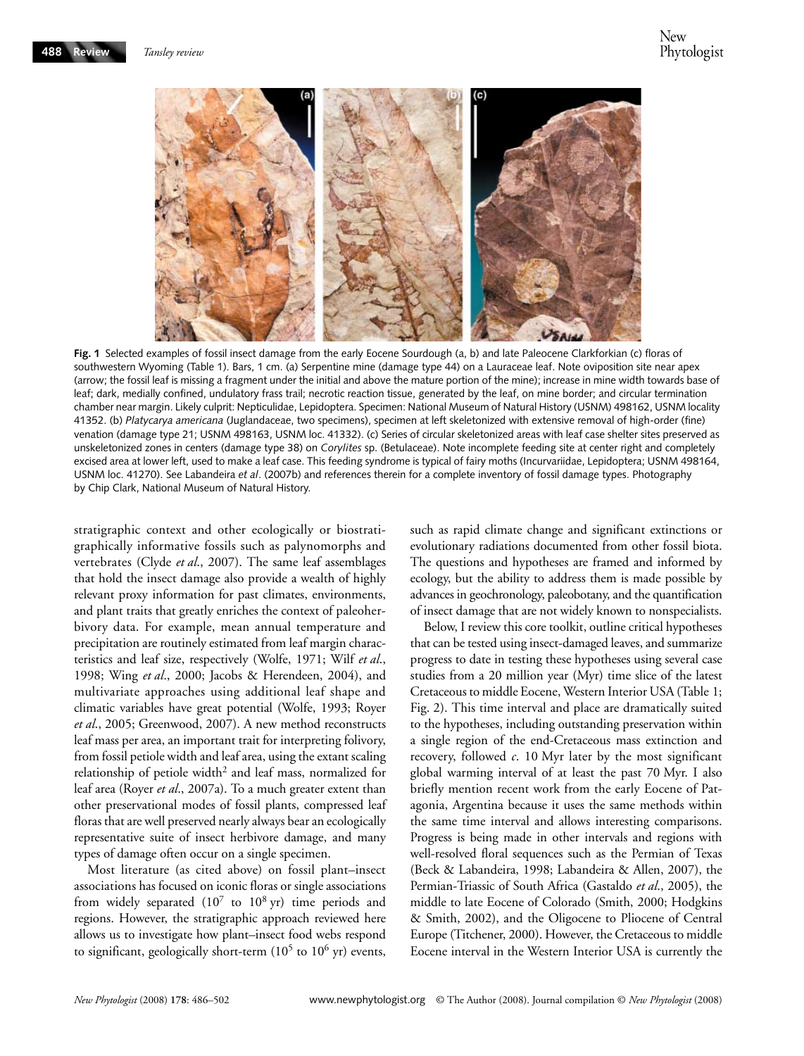**Fig. 1** Selected examples of fossil insect damage from the early Eocene Sourdough (a, b) and late Paleocene Clarkforkian (c) floras of southwestern Wyoming (Table 1). Bars, 1 cm. (a) Serpentine mine (damage type 44) on a Lauraceae leaf. Note oviposition site near apex (arrow; the fossil leaf is missing a fragment under the initial and above the mature portion of the mine); increase in mine width towards base of leaf; dark, medially confined, undulatory frass trail; necrotic reaction tissue, generated by the leaf, on mine border; and circular termination chamber near margin. Likely culprit: Nepticulidae, Lepidoptera. Specimen: National Museum of Natural History (USNM) 498162, USNM locality 41352. (b) *Platycarya americana* (Juglandaceae, two specimens), specimen at left skeletonized with extensive removal of high-order (fine) venation (damage type 21; USNM 498163, USNM loc. 41332). (c) Series of circular skeletonized areas with leaf case shelter sites preserved as unskeletonized zones in centers (damage type 38) on *Corylites* sp. (Betulaceae). Note incomplete feeding site at center right and completely excised area at lower left, used to make a leaf case. This feeding syndrome is typical of fairy moths (Incurvariidae, Lepidoptera; USNM 498164, USNM loc. 41270). See Labandeira *et al*. (2007b) and references therein for a complete inventory of fossil damage types. Photography by Chip Clark, National Museum of Natural History.

stratigraphic context and other ecologically or biostratigraphically informative fossils such as palynomorphs and vertebrates (Clyde *et al*., 2007). The same leaf assemblages that hold the insect damage also provide a wealth of highly relevant proxy information for past climates, environments, and plant traits that greatly enriches the context of paleoherbivory data. For example, mean annual temperature and precipitation are routinely estimated from leaf margin characteristics and leaf size, respectively (Wolfe, 1971; Wilf *et al*., 1998; Wing *et al*., 2000; Jacobs & Herendeen, 2004), and multivariate approaches using additional leaf shape and climatic variables have great potential (Wolfe, 1993; Royer *et al*., 2005; Greenwood, 2007). A new method reconstructs leaf mass per area, an important trait for interpreting folivory, from fossil petiole width and leaf area, using the extant scaling relationship of petiole width$^2$ and leaf mass, normalized for leaf area (Royer *et al*., 2007a). To a much greater extent than other preservational modes of fossil plants, compressed leaf floras that are well preserved nearly always bear an ecologically representative suite of insect herbivore damage, and many types of damage often occur on a single specimen.

Most literature (as cited above) on fossil plant–insect associations has focused on iconic floras or single associations from widely separated ($10^7$ to $10^8$ yr) time periods and regions. However, the stratigraphic approach reviewed here allows us to investigate how plant–insect food webs respond to significant, geologically short-term ($10^5$ to $10^6$ yr) events, such as rapid climate change and significant extinctions or evolutionary radiations documented from other fossil biota. The questions and hypotheses are framed and informed by ecology, but the ability to address them is made possible by advances in geochronology, paleobotany, and the quantification of insect damage that are not widely known to nonspecialists.

Below, I review this core toolkit, outline critical hypotheses that can be tested using insect-damaged leaves, and summarize progress to date in testing these hypotheses using several case studies from a 20 million year (Myr) time slice of the latest Cretaceous to middle Eocene, Western Interior USA (Table 1; Fig. 2). This time interval and place are dramatically suited to the hypotheses, including outstanding preservation within a single region of the end-Cretaceous mass extinction and recovery, followed *c*. 10 Myr later by the most significant global warming interval of at least the past 70 Myr. I also briefly mention recent work from the early Eocene of Patagonia, Argentina because it uses the same methods within the same time interval and allows interesting comparisons. Progress is being made in other intervals and regions with well-resolved floral sequences such as the Permian of Texas (Beck & Labandeira, 1998; Labandeira & Allen, 2007), the Permian-Triassic of South Africa (Gastaldo *et al*., 2005), the middle to late Eocene of Colorado (Smith, 2000; Hodgkins & Smith, 2002), and the Oligocene to Pliocene of Central Europe (Titchener, 2000). However, the Cretaceous to middle Eocene interval in the Western Interior USA is currently the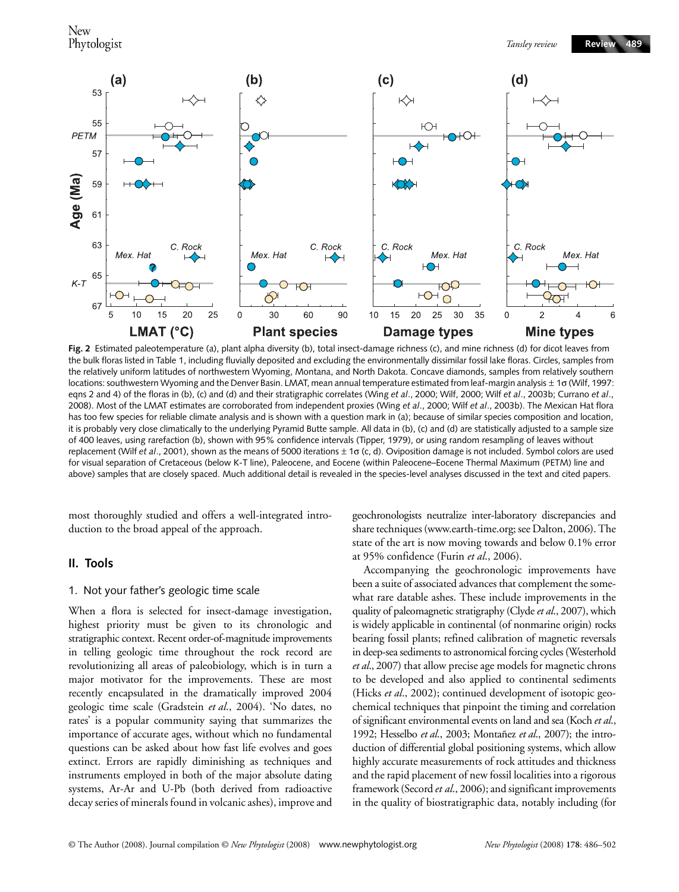**Fig. 2** Estimated paleotemperature (a), plant alpha diversity (b), total insect-damage richness (c), and mine richness (d) for dicot leaves from the bulk floras listed in Table 1, including fluvially deposited and excluding the environmentally dissimilar fossil lake floras. Circles, samples from the relatively uniform latitudes of northwestern Wyoming, Montana, and North Dakota. Concave diamonds, samples from relatively southern locations: southwestern Wyoming and the Denver Basin. LMAT, mean annual temperature estimated from leaf-margin analysis ± 1σ (Wilf, 1997: eqns 2 and 4) of the floras in (b), (c) and (d) and their stratigraphic correlates (Wing *et al*., 2000; Wilf, 2000; Wilf *et al*., 2003b; Currano *et al*., 2008). Most of the LMAT estimates are corroborated from independent proxies (Wing *et al*., 2000; Wilf *et al*., 2003b). The Mexican Hat flora has too few species for reliable climate analysis and is shown with a question mark in (a); because of similar species composition and location, it is probably very close climatically to the underlying Pyramid Butte sample. All data in (b), (c) and (d) are statistically adjusted to a sample size of 400 leaves, using rarefaction (b), shown with 95% confidence intervals (Tipper, 1979), or using random resampling of leaves without replacement (Wilf *et al*., 2001), shown as the means of 5000 iterations ± 1σ (c, d). Oviposition damage is not included. Symbol colors are used for visual separation of Cretaceous (below K-T line), Paleocene, and Eocene (within Paleocene–Eocene Thermal Maximum (PETM) line and above) samples that are closely spaced. Much additional detail is revealed in the species-level analyses discussed in the text and cited papers.

most thoroughly studied and offers a well-integrated introduction to the broad appeal of the approach.

## II. Tools

### 1. Not your father's geologic time scale

When a flora is selected for insect-damage investigation, highest priority must be given to its chronologic and stratigraphic context. Recent order-of-magnitude improvements in telling geologic time throughout the rock record are revolutionizing all areas of paleobiology, which is in turn a major motivator for the improvements. These are most recently encapsulated in the dramatically improved 2004 geologic time scale (Gradstein *et al*., 2004). 'No dates, no rates' is a popular community saying that summarizes the importance of accurate ages, without which no fundamental questions can be asked about how fast life evolves and goes extinct. Errors are rapidly diminishing as techniques and instruments employed in both of the major absolute dating systems, Ar-Ar and U-Pb (both derived from radioactive decay series of minerals found in volcanic ashes), improve and geochronologists neutralize inter-laboratory discrepancies and share techniques (www.earth-time.org; see Dalton, 2006). The state of the art is now moving towards and below 0.1% error at 95% confidence (Furin *et al*., 2006).

Accompanying the geochronologic improvements have been a suite of associated advances that complement the somewhat rare datable ashes. These include improvements in the quality of paleomagnetic stratigraphy (Clyde *et al*., 2007), which is widely applicable in continental (of nonmarine origin) rocks bearing fossil plants; refined calibration of magnetic reversals in deep-sea sediments to astronomical forcing cycles (Westerhold *et al*., 2007) that allow precise age models for magnetic chrons to be developed and also applied to continental sediments (Hicks *et al*., 2002); continued development of isotopic geochemical techniques that pinpoint the timing and correlation of significant environmental events on land and sea (Koch *et al*., 1992; Hesselbo *et al*., 2003; Montañez *et al*., 2007); the introduction of differential global positioning systems, which allow highly accurate measurements of rock attitudes and thickness and the rapid placement of new fossil localities into a rigorous framework (Secord *et al*., 2006); and significant improvements in the quality of biostratigraphic data, notably including (for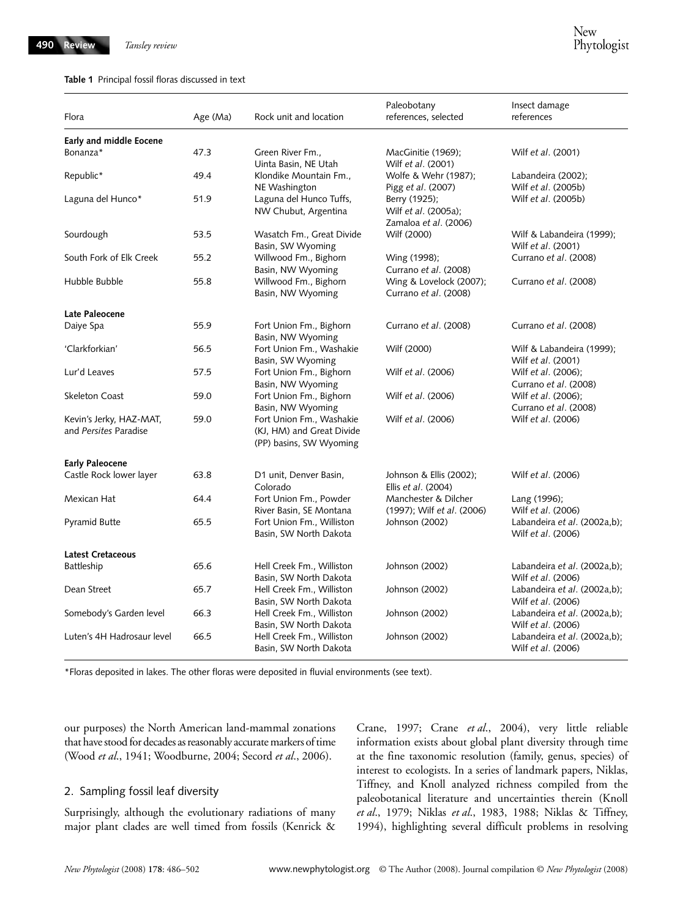**Table 1** Principal fossil floras discussed in text

| Flora | Age (Ma) | Rock unit and location | Paleobotany references, selected | Insect damage references |
|---|---|---|---|---|
| **Early and middle Eocene** | | | | |
| Bonanza* | 47.3 | Green River Fm., Uinta Basin, NE Utah | MacGinitie (1969); Wilf *et al*. (2001) | Wilf *et al*. (2001) |
| Republic* | 49.4 | Klondike Mountain Fm., NE Washington | Wolfe & Wehr (1987); Pigg *et al*. (2007) | Labandeira (2002); Wilf *et al*. (2005b) |
| Laguna del Hunco* | 51.9 | Laguna del Hunco Tuffs, NW Chubut, Argentina | Berry (1925); Wilf *et al*. (2005a); Zamaloa *et al*. (2006) | Wilf *et al*. (2005b) |
| Sourdough | 53.5 | Wasatch Fm., Great Divide Basin, SW Wyoming | Wilf (2000) | Wilf & Labandeira (1999); Wilf *et al*. (2001) |
| South Fork of Elk Creek | 55.2 | Willwood Fm., Bighorn Basin, NW Wyoming | Wing (1998); Currano *et al*. (2008) | Currano *et al*. (2008) |
| Hubble Bubble | 55.8 | Willwood Fm., Bighorn Basin, NW Wyoming | Wing & Lovelock (2007); Currano *et al*. (2008) | Currano *et al*. (2008) |
| **Late Paleocene** | | | | |
| Daiye Spa | 55.9 | Fort Union Fm., Bighorn Basin, NW Wyoming | Currano *et al*. (2008) | Currano *et al*. (2008) |
| 'Clarkforkian' | 56.5 | Fort Union Fm., Washakie Basin, SW Wyoming | Wilf (2000) | Wilf & Labandeira (1999); Wilf *et al*. (2001) |
| Lur'd Leaves | 57.5 | Fort Union Fm., Bighorn Basin, NW Wyoming | Wilf *et al*. (2006) | Wilf *et al*. (2006); Currano *et al*. (2008) |
| Skeleton Coast | 59.0 | Fort Union Fm., Bighorn Basin, NW Wyoming | Wilf *et al*. (2006) | Wilf *et al*. (2006); Currano *et al*. (2008) |
| Kevin's Jerky, HAZ-MAT, and *Persites* Paradise | 59.0 | Fort Union Fm., Washakie (KJ, HM) and Great Divide (PP) basins, SW Wyoming | Wilf *et al*. (2006) | Wilf *et al*. (2006) |
| **Early Paleocene** | | | | |
| Castle Rock lower layer | 63.8 | D1 unit, Denver Basin, Colorado | Johnson & Ellis (2002); Ellis *et al*. (2004) | Wilf *et al*. (2006) |
| Mexican Hat | 64.4 | Fort Union Fm., Powder River Basin, SE Montana | Manchester & Dilcher (1997); Wilf *et al*. (2006) | Lang (1996); Wilf *et al*. (2006) |
| Pyramid Butte | 65.5 | Fort Union Fm., Williston Basin, SW North Dakota | Johnson (2002) | Labandeira *et al*. (2002a,b); Wilf *et al*. (2006) |
| **Latest Cretaceous** | | | | |
| Battleship | 65.6 | Hell Creek Fm., Williston Basin, SW North Dakota | Johnson (2002) | Labandeira *et al*. (2002a,b); Wilf *et al*. (2006) |
| Dean Street | 65.7 | Hell Creek Fm., Williston Basin, SW North Dakota | Johnson (2002) | Labandeira *et al*. (2002a,b); Wilf *et al*. (2006) |
| Somebody's Garden level | 66.3 | Hell Creek Fm., Williston Basin, SW North Dakota | Johnson (2002) | Labandeira *et al*. (2002a,b); Wilf *et al*. (2006) |
| Luten's 4H Hadrosaur level | 66.5 | Hell Creek Fm., Williston Basin, SW North Dakota | Johnson (2002) | Labandeira *et al*. (2002a,b); Wilf *et al*. (2006) |

*Floras deposited in lakes. The other floras were deposited in fluvial environments (see text).

our purposes) the North American land-mammal zonations that have stood for decades as reasonably accurate markers of time (Wood *et al*., 1941; Woodburne, 2004; Secord *et al*., 2006).

## 2. Sampling fossil leaf diversity

Surprisingly, although the evolutionary radiations of many major plant clades are well timed from fossils (Kenrick & Crane, 1997; Crane *et al*., 2004), very little reliable information exists about global plant diversity through time at the fine taxonomic resolution (family, genus, species) of interest to ecologists. In a series of landmark papers, Niklas, Tiffney, and Knoll analyzed richness compiled from the paleobotanical literature and uncertainties therein (Knoll *et al*., 1979; Niklas *et al*., 1983, 1988; Niklas & Tiffney, 1994), highlighting several difficult problems in resolving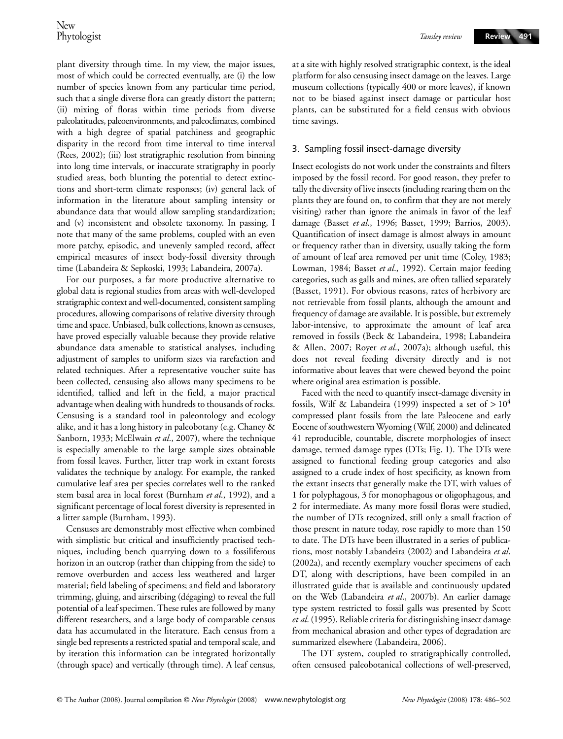plant diversity through time. In my view, the major issues, most of which could be corrected eventually, are (i) the low number of species known from any particular time period, such that a single diverse flora can greatly distort the pattern; (ii) mixing of floras within time periods from diverse paleolatitudes, paleoenvironments, and paleoclimates, combined with a high degree of spatial patchiness and geographic disparity in the record from time interval to time interval (Rees, 2002); (iii) lost stratigraphic resolution from binning into long time intervals, or inaccurate stratigraphy in poorly studied areas, both blunting the potential to detect extinctions and short-term climate responses; (iv) general lack of information in the literature about sampling intensity or abundance data that would allow sampling standardization; and (v) inconsistent and obsolete taxonomy. In passing, I note that many of the same problems, coupled with an even more patchy, episodic, and unevenly sampled record, affect empirical measures of insect body-fossil diversity through time (Labandeira & Sepkoski, 1993; Labandeira, 2007a).

For our purposes, a far more productive alternative to global data is regional studies from areas with well-developed stratigraphic context and well-documented, consistent sampling procedures, allowing comparisons of relative diversity through time and space. Unbiased, bulk collections, known as censuses, have proved especially valuable because they provide relative abundance data amenable to statistical analyses, including adjustment of samples to uniform sizes via rarefaction and related techniques. After a representative voucher suite has been collected, censusing also allows many specimens to be identified, tallied and left in the field, a major practical advantage when dealing with hundreds to thousands of rocks. Censusing is a standard tool in paleontology and ecology alike, and it has a long history in paleobotany (e.g. Chaney & Sanborn, 1933; McElwain *et al*., 2007), where the technique is especially amenable to the large sample sizes obtainable from fossil leaves. Further, litter trap work in extant forests validates the technique by analogy. For example, the ranked cumulative leaf area per species correlates well to the ranked stem basal area in local forest (Burnham *et al*., 1992), and a significant percentage of local forest diversity is represented in a litter sample (Burnham, 1993).

Censuses are demonstrably most effective when combined with simplistic but critical and insufficiently practised techniques, including bench quarrying down to a fossiliferous horizon in an outcrop (rather than chipping from the side) to remove overburden and access less weathered and larger material; field labeling of specimens; and field and laboratory trimming, gluing, and airscribing (dégaging) to reveal the full potential of a leaf specimen. These rules are followed by many different researchers, and a large body of comparable census data has accumulated in the literature. Each census from a single bed represents a restricted spatial and temporal scale, and by iteration this information can be integrated horizontally (through space) and vertically (through time). A leaf census, at a site with highly resolved stratigraphic context, is the ideal platform for also censusing insect damage on the leaves. Large museum collections (typically 400 or more leaves), if known not to be biased against insect damage or particular host plants, can be substituted for a field census with obvious time savings.

## 3. Sampling fossil insect-damage diversity

Insect ecologists do not work under the constraints and filters imposed by the fossil record. For good reason, they prefer to tally the diversity of live insects (including rearing them on the plants they are found on, to confirm that they are not merely visiting) rather than ignore the animals in favor of the leaf damage (Basset *et al*., 1996; Basset, 1999; Barrios, 2003). Quantification of insect damage is almost always in amount or frequency rather than in diversity, usually taking the form of amount of leaf area removed per unit time (Coley, 1983; Lowman, 1984; Basset *et al*., 1992). Certain major feeding categories, such as galls and mines, are often tallied separately (Basset, 1991). For obvious reasons, rates of herbivory are not retrievable from fossil plants, although the amount and frequency of damage are available. It is possible, but extremely labor-intensive, to approximate the amount of leaf area removed in fossils (Beck & Labandeira, 1998; Labandeira & Allen, 2007; Royer *et al*., 2007a); although useful, this does not reveal feeding diversity directly and is not informative about leaves that were chewed beyond the point where original area estimation is possible.

Faced with the need to quantify insect-damage diversity in fossils, Wilf & Labandeira (1999) inspected a set of $> 10^4$ compressed plant fossils from the late Paleocene and early Eocene of southwestern Wyoming (Wilf, 2000) and delineated 41 reproducible, countable, discrete morphologies of insect damage, termed damage types (DTs; Fig. 1). The DTs were assigned to functional feeding group categories and also assigned to a crude index of host specificity, as known from the extant insects that generally make the DT, with values of 1 for polyphagous, 3 for monophagous or oligophagous, and 2 for intermediate. As many more fossil floras were studied, the number of DTs recognized, still only a small fraction of those present in nature today, rose rapidly to more than 150 to date. The DTs have been illustrated in a series of publications, most notably Labandeira (2002) and Labandeira *et al*. (2002a), and recently exemplary voucher specimens of each DT, along with descriptions, have been compiled in an illustrated guide that is available and continuously updated on the Web (Labandeira *et al*., 2007b). An earlier damage type system restricted to fossil galls was presented by Scott *et al*. (1995). Reliable criteria for distinguishing insect damage from mechanical abrasion and other types of degradation are summarized elsewhere (Labandeira, 2006).

The DT system, coupled to stratigraphically controlled, often censused paleobotanical collections of well-preserved,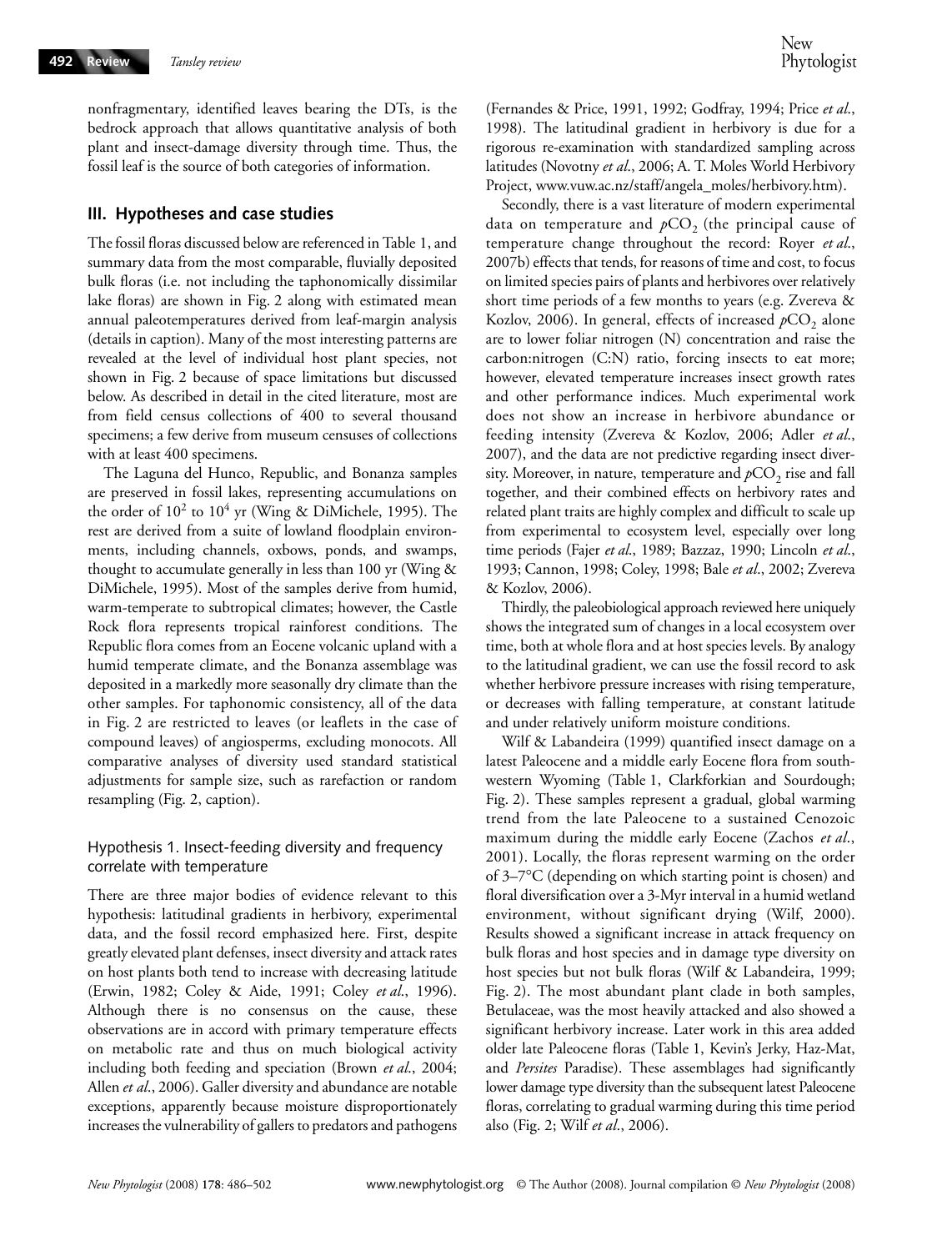nonfragmentary, identified leaves bearing the DTs, is the bedrock approach that allows quantitative analysis of both plant and insect-damage diversity through time. Thus, the fossil leaf is the source of both categories of information.

## III. Hypotheses and case studies

The fossil floras discussed below are referenced in Table 1, and summary data from the most comparable, fluvially deposited bulk floras (i.e. not including the taphonomically dissimilar lake floras) are shown in Fig. 2 along with estimated mean annual paleotemperatures derived from leaf-margin analysis (details in caption). Many of the most interesting patterns are revealed at the level of individual host plant species, not shown in Fig. 2 because of space limitations but discussed below. As described in detail in the cited literature, most are from field census collections of 400 to several thousand specimens; a few derive from museum censuses of collections with at least 400 specimens.

The Laguna del Hunco, Republic, and Bonanza samples are preserved in fossil lakes, representing accumulations on the order of $10^2$ to $10^4$ yr (Wing & DiMichele, 1995). The rest are derived from a suite of lowland floodplain environments, including channels, oxbows, ponds, and swamps, thought to accumulate generally in less than 100 yr (Wing & DiMichele, 1995). Most of the samples derive from humid, warm-temperate to subtropical climates; however, the Castle Rock flora represents tropical rainforest conditions. The Republic flora comes from an Eocene volcanic upland with a humid temperate climate, and the Bonanza assemblage was deposited in a markedly more seasonally dry climate than the other samples. For taphonomic consistency, all of the data in Fig. 2 are restricted to leaves (or leaflets in the case of compound leaves) of angiosperms, excluding monocots. All comparative analyses of diversity used standard statistical adjustments for sample size, such as rarefaction or random resampling (Fig. 2, caption).

### Hypothesis 1. Insect-feeding diversity and frequency correlate with temperature

There are three major bodies of evidence relevant to this hypothesis: latitudinal gradients in herbivory, experimental data, and the fossil record emphasized here. First, despite greatly elevated plant defenses, insect diversity and attack rates on host plants both tend to increase with decreasing latitude (Erwin, 1982; Coley & Aide, 1991; Coley *et al*., 1996). Although there is no consensus on the cause, these observations are in accord with primary temperature effects on metabolic rate and thus on much biological activity including both feeding and speciation (Brown *et al*., 2004; Allen *et al*., 2006). Galler diversity and abundance are notable exceptions, apparently because moisture disproportionately increases the vulnerability of gallers to predators and pathogens (Fernandes & Price, 1991, 1992; Godfray, 1994; Price *et al*., 1998). The latitudinal gradient in herbivory is due for a rigorous re-examination with standardized sampling across latitudes (Novotny *et al*., 2006; A. T. Moles World Herbivory Project, www.vuw.ac.nz/staff/angela_moles/herbivory.htm).

Secondly, there is a vast literature of modern experimental data on temperature and $p\text{CO}_2$ (the principal cause of temperature change throughout the record: Royer *et al*., 2007b) effects that tends, for reasons of time and cost, to focus on limited species pairs of plants and herbivores over relatively short time periods of a few months to years (e.g. Zvereva & Kozlov, 2006). In general, effects of increased $p\text{CO}_2$ alone are to lower foliar nitrogen (N) concentration and raise the carbon:nitrogen (C:N) ratio, forcing insects to eat more; however, elevated temperature increases insect growth rates and other performance indices. Much experimental work does not show an increase in herbivore abundance or feeding intensity (Zvereva & Kozlov, 2006; Adler *et al*., 2007), and the data are not predictive regarding insect diversity. Moreover, in nature, temperature and $p\text{CO}_2$ rise and fall together, and their combined effects on herbivory rates and related plant traits are highly complex and difficult to scale up from experimental to ecosystem level, especially over long time periods (Fajer *et al*., 1989; Bazzaz, 1990; Lincoln *et al*., 1993; Cannon, 1998; Coley, 1998; Bale *et al*., 2002; Zvereva & Kozlov, 2006).

Thirdly, the paleobiological approach reviewed here uniquely shows the integrated sum of changes in a local ecosystem over time, both at whole flora and at host species levels. By analogy to the latitudinal gradient, we can use the fossil record to ask whether herbivore pressure increases with rising temperature, or decreases with falling temperature, at constant latitude and under relatively uniform moisture conditions.

Wilf & Labandeira (1999) quantified insect damage on a latest Paleocene and a middle early Eocene flora from southwestern Wyoming (Table 1, Clarkforkian and Sourdough; Fig. 2). These samples represent a gradual, global warming trend from the late Paleocene to a sustained Cenozoic maximum during the middle early Eocene (Zachos *et al*., 2001). Locally, the floras represent warming on the order of 3–7°C (depending on which starting point is chosen) and floral diversification over a 3-Myr interval in a humid wetland environment, without significant drying (Wilf, 2000). Results showed a significant increase in attack frequency on bulk floras and host species and in damage type diversity on host species but not bulk floras (Wilf & Labandeira, 1999; Fig. 2). The most abundant plant clade in both samples, Betulaceae, was the most heavily attacked and also showed a significant herbivory increase. Later work in this area added older late Paleocene floras (Table 1, Kevin's Jerky, Haz-Mat, and *Persites* Paradise). These assemblages had significantly lower damage type diversity than the subsequent latest Paleocene floras, correlating to gradual warming during this time period also (Fig. 2; Wilf *et al*., 2006).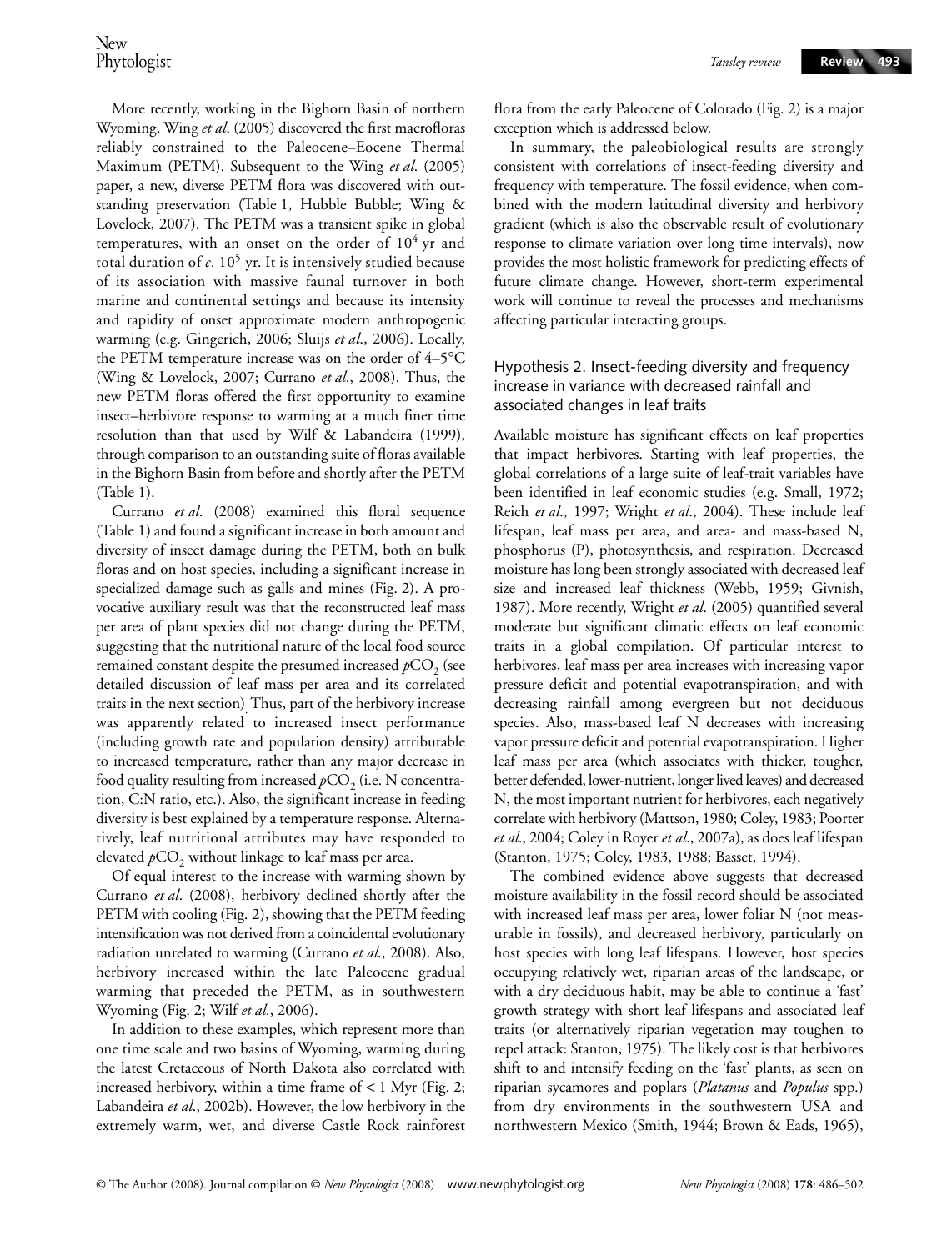More recently, working in the Bighorn Basin of northern Wyoming, Wing *et al*. (2005) discovered the first macrofloras reliably constrained to the Paleocene–Eocene Thermal Maximum (PETM). Subsequent to the Wing *et al*. (2005) paper, a new, diverse PETM flora was discovered with outstanding preservation (Table 1, Hubble Bubble; Wing & Lovelock, 2007). The PETM was a transient spike in global temperatures, with an onset on the order of $10^4$ yr and total duration of *c*. $10^5$ yr. It is intensively studied because of its association with massive faunal turnover in both marine and continental settings and because its intensity and rapidity of onset approximate modern anthropogenic warming (e.g. Gingerich, 2006; Sluijs *et al*., 2006). Locally, the PETM temperature increase was on the order of 4–5°C (Wing & Lovelock, 2007; Currano *et al*., 2008). Thus, the new PETM floras offered the first opportunity to examine insect–herbivore response to warming at a much finer time resolution than that used by Wilf & Labandeira (1999), through comparison to an outstanding suite of floras available in the Bighorn Basin from before and shortly after the PETM (Table 1).

Currano *et al*. (2008) examined this floral sequence (Table 1) and found a significant increase in both amount and diversity of insect damage during the PETM, both on bulk floras and on host species, including a significant increase in specialized damage such as galls and mines (Fig. 2). A provocative auxiliary result was that the reconstructed leaf mass per area of plant species did not change during the PETM, suggesting that the nutritional nature of the local food source remained constant despite the presumed increased $pCO_2$ (see detailed discussion of leaf mass per area and its correlated traits in the next section). Thus, part of the herbivory increase was apparently related to increased insect performance (including growth rate and population density) attributable to increased temperature, rather than any major decrease in food quality resulting from increased $pCO_2$ (i.e. N concentration, C:N ratio, etc.). Also, the significant increase in feeding diversity is best explained by a temperature response. Alternatively, leaf nutritional attributes may have responded to elevated $pCO_2$ without linkage to leaf mass per area.

Of equal interest to the increase with warming shown by Currano *et al*. (2008), herbivory declined shortly after the PETM with cooling (Fig. 2), showing that the PETM feeding intensification was not derived from a coincidental evolutionary radiation unrelated to warming (Currano *et al*., 2008). Also, herbivory increased within the late Paleocene gradual warming that preceded the PETM, as in southwestern Wyoming (Fig. 2; Wilf *et al*., 2006).

In addition to these examples, which represent more than one time scale and two basins of Wyoming, warming during the latest Cretaceous of North Dakota also correlated with increased herbivory, within a time frame of < 1 Myr (Fig. 2; Labandeira *et al*., 2002b). However, the low herbivory in the extremely warm, wet, and diverse Castle Rock rainforest flora from the early Paleocene of Colorado (Fig. 2) is a major exception which is addressed below.

In summary, the paleobiological results are strongly consistent with correlations of insect-feeding diversity and frequency with temperature. The fossil evidence, when combined with the modern latitudinal diversity and herbivory gradient (which is also the observable result of evolutionary response to climate variation over long time intervals), now provides the most holistic framework for predicting effects of future climate change. However, short-term experimental work will continue to reveal the processes and mechanisms affecting particular interacting groups.

### Hypothesis 2. Insect-feeding diversity and frequency increase in variance with decreased rainfall and associated changes in leaf traits

Available moisture has significant effects on leaf properties that impact herbivores. Starting with leaf properties, the global correlations of a large suite of leaf-trait variables have been identified in leaf economic studies (e.g. Small, 1972; Reich *et al*., 1997; Wright *et al*., 2004). These include leaf lifespan, leaf mass per area, and area- and mass-based N, phosphorus (P), photosynthesis, and respiration. Decreased moisture has long been strongly associated with decreased leaf size and increased leaf thickness (Webb, 1959; Givnish, 1987). More recently, Wright *et al*. (2005) quantified several moderate but significant climatic effects on leaf economic traits in a global compilation. Of particular interest to herbivores, leaf mass per area increases with increasing vapor pressure deficit and potential evapotranspiration, and with decreasing rainfall among evergreen but not deciduous species. Also, mass-based leaf N decreases with increasing vapor pressure deficit and potential evapotranspiration. Higher leaf mass per area (which associates with thicker, tougher, better defended, lower-nutrient, longer lived leaves) and decreased N, the most important nutrient for herbivores, each negatively correlate with herbivory (Mattson, 1980; Coley, 1983; Poorter *et al*., 2004; Coley in Royer *et al*., 2007a), as does leaf lifespan (Stanton, 1975; Coley, 1983, 1988; Basset, 1994).

The combined evidence above suggests that decreased moisture availability in the fossil record should be associated with increased leaf mass per area, lower foliar N (not measurable in fossils), and decreased herbivory, particularly on host species with long leaf lifespans. However, host species occupying relatively wet, riparian areas of the landscape, or with a dry deciduous habit, may be able to continue a 'fast' growth strategy with short leaf lifespans and associated leaf traits (or alternatively riparian vegetation may toughen to repel attack: Stanton, 1975). The likely cost is that herbivores shift to and intensify feeding on the 'fast' plants, as seen on riparian sycamores and poplars (*Platanus* and *Populus* spp.) from dry environments in the southwestern USA and northwestern Mexico (Smith, 1944; Brown & Eads, 1965),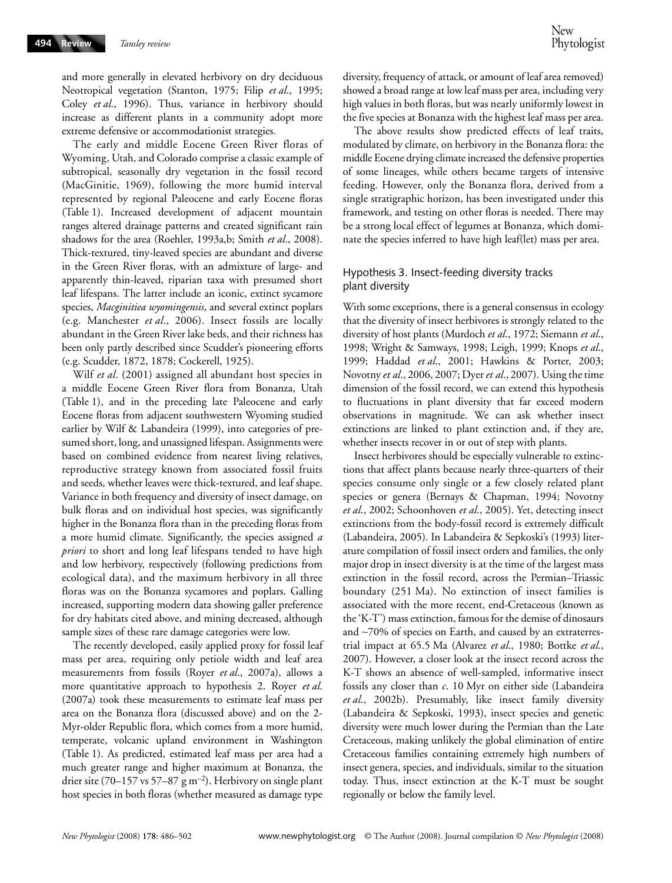and more generally in elevated herbivory on dry deciduous Neotropical vegetation (Stanton, 1975; Filip *et al*., 1995; Coley *et al*., 1996). Thus, variance in herbivory should increase as different plants in a community adopt more extreme defensive or accommodationist strategies.

The early and middle Eocene Green River floras of Wyoming, Utah, and Colorado comprise a classic example of subtropical, seasonally dry vegetation in the fossil record (MacGinitie, 1969), following the more humid interval represented by regional Paleocene and early Eocene floras (Table 1). Increased development of adjacent mountain ranges altered drainage patterns and created significant rain shadows for the area (Roehler, 1993a,b; Smith *et al*., 2008). Thick-textured, tiny-leaved species are abundant and diverse in the Green River floras, with an admixture of large- and apparently thin-leaved, riparian taxa with presumed short leaf lifespans. The latter include an iconic, extinct sycamore species, *Macginitiea wyomingensis*, and several extinct poplars (e.g. Manchester *et al*., 2006). Insect fossils are locally abundant in the Green River lake beds, and their richness has been only partly described since Scudder's pioneering efforts (e.g. Scudder, 1872, 1878; Cockerell, 1925).

Wilf *et al*. (2001) assigned all abundant host species in a middle Eocene Green River flora from Bonanza, Utah (Table 1), and in the preceding late Paleocene and early Eocene floras from adjacent southwestern Wyoming studied earlier by Wilf & Labandeira (1999), into categories of presumed short, long, and unassigned lifespan. Assignments were based on combined evidence from nearest living relatives, reproductive strategy known from associated fossil fruits and seeds, whether leaves were thick-textured, and leaf shape. Variance in both frequency and diversity of insect damage, on bulk floras and on individual host species, was significantly higher in the Bonanza flora than in the preceding floras from a more humid climate. Significantly, the species assigned *a priori* to short and long leaf lifespans tended to have high and low herbivory, respectively (following predictions from ecological data), and the maximum herbivory in all three floras was on the Bonanza sycamores and poplars. Galling increased, supporting modern data showing galler preference for dry habitats cited above, and mining decreased, although sample sizes of these rare damage categories were low.

The recently developed, easily applied proxy for fossil leaf mass per area, requiring only petiole width and leaf area measurements from fossils (Royer *et al*., 2007a), allows a more quantitative approach to hypothesis 2. Royer *et al*. (2007a) took these measurements to estimate leaf mass per area on the Bonanza flora (discussed above) and on the 2-Myr-older Republic flora, which comes from a more humid, temperate, volcanic upland environment in Washington (Table 1). As predicted, estimated leaf mass per area had a much greater range and higher maximum at Bonanza, the drier site (70–157 vs 57–87 g m$^{-2}$). Herbivory on single plant host species in both floras (whether measured as damage type diversity, frequency of attack, or amount of leaf area removed) showed a broad range at low leaf mass per area, including very high values in both floras, but was nearly uniformly lowest in the five species at Bonanza with the highest leaf mass per area.

The above results show predicted effects of leaf traits, modulated by climate, on herbivory in the Bonanza flora: the middle Eocene drying climate increased the defensive properties of some lineages, while others became targets of intensive feeding. However, only the Bonanza flora, derived from a single stratigraphic horizon, has been investigated under this framework, and testing on other floras is needed. There may be a strong local effect of legumes at Bonanza, which dominate the species inferred to have high leaf(let) mass per area.

### Hypothesis 3. Insect-feeding diversity tracks plant diversity

With some exceptions, there is a general consensus in ecology that the diversity of insect herbivores is strongly related to the diversity of host plants (Murdoch *et al*., 1972; Siemann *et al*., 1998; Wright & Samways, 1998; Leigh, 1999; Knops *et al*., 1999; Haddad *et al*., 2001; Hawkins & Porter, 2003; Novotny *et al*., 2006, 2007; Dyer *et al*., 2007). Using the time dimension of the fossil record, we can extend this hypothesis to fluctuations in plant diversity that far exceed modern observations in magnitude. We can ask whether insect extinctions are linked to plant extinction and, if they are, whether insects recover in or out of step with plants.

Insect herbivores should be especially vulnerable to extinctions that affect plants because nearly three-quarters of their species consume only single or a few closely related plant species or genera (Bernays & Chapman, 1994; Novotny *et al*., 2002; Schoonhoven *et al*., 2005). Yet, detecting insect extinctions from the body-fossil record is extremely difficult (Labandeira, 2005). In Labandeira & Sepkoski's (1993) literature compilation of fossil insect orders and families, the only major drop in insect diversity is at the time of the largest mass extinction in the fossil record, across the Permian–Triassic boundary (251 Ma). No extinction of insect families is associated with the more recent, end-Cretaceous (known as the 'K-T') mass extinction, famous for the demise of dinosaurs and ~70% of species on Earth, and caused by an extraterrestrial impact at 65.5 Ma (Alvarez *et al*., 1980; Bottke *et al*., 2007). However, a closer look at the insect record across the K-T shows an absence of well-sampled, informative insect fossils any closer than *c*. 10 Myr on either side (Labandeira *et al*., 2002b). Presumably, like insect family diversity (Labandeira & Sepkoski, 1993), insect species and genetic diversity were much lower during the Permian than the Late Cretaceous, making unlikely the global elimination of entire Cretaceous families containing extremely high numbers of insect genera, species, and individuals, similar to the situation today. Thus, insect extinction at the K-T must be sought regionally or below the family level.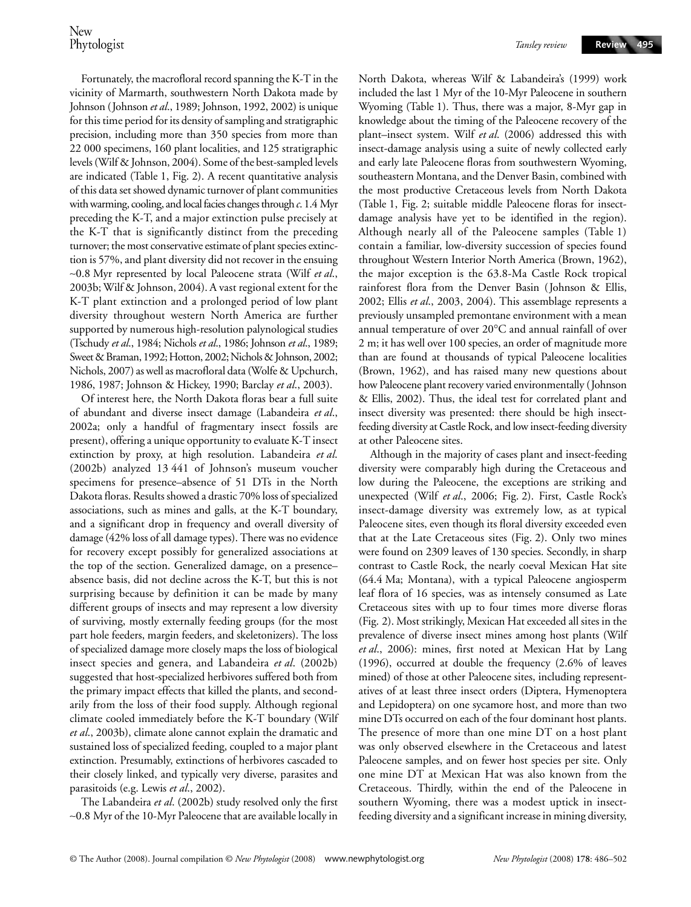Fortunately, the macrofloral record spanning the K-T in the vicinity of Marmarth, southwestern North Dakota made by Johnson (Johnson *et al*., 1989; Johnson, 1992, 2002) is unique for this time period for its density of sampling and stratigraphic precision, including more than 350 species from more than 22 000 specimens, 160 plant localities, and 125 stratigraphic levels (Wilf & Johnson, 2004). Some of the best-sampled levels are indicated (Table 1, Fig. 2). A recent quantitative analysis of this data set showed dynamic turnover of plant communities with warming, cooling, and local facies changes through *c*. 1.4 Myr preceding the K-T, and a major extinction pulse precisely at the K-T that is significantly distinct from the preceding turnover; the most conservative estimate of plant species extinction is 57%, and plant diversity did not recover in the ensuing ~0.8 Myr represented by local Paleocene strata (Wilf *et al*., 2003b; Wilf & Johnson, 2004). A vast regional extent for the K-T plant extinction and a prolonged period of low plant diversity throughout western North America are further supported by numerous high-resolution palynological studies (Tschudy *et al*., 1984; Nichols *et al*., 1986; Johnson *et al*., 1989; Sweet & Braman, 1992; Hotton, 2002; Nichols & Johnson, 2002; Nichols, 2007) as well as macrofloral data (Wolfe & Upchurch, 1986, 1987; Johnson & Hickey, 1990; Barclay *et al*., 2003).

Of interest here, the North Dakota floras bear a full suite of abundant and diverse insect damage (Labandeira *et al*., 2002a; only a handful of fragmentary insect fossils are present), offering a unique opportunity to evaluate K-T insect extinction by proxy, at high resolution. Labandeira *et al*. (2002b) analyzed 13 441 of Johnson's museum voucher specimens for presence–absence of 51 DTs in the North Dakota floras. Results showed a drastic 70% loss of specialized associations, such as mines and galls, at the K-T boundary, and a significant drop in frequency and overall diversity of damage (42% loss of all damage types). There was no evidence for recovery except possibly for generalized associations at the top of the section. Generalized damage, on a presence–absence basis, did not decline across the K-T, but this is not surprising because by definition it can be made by many different groups of insects and may represent a low diversity of surviving, mostly externally feeding groups (for the most part hole feeders, margin feeders, and skeletonizers). The loss of specialized damage more closely maps the loss of biological insect species and genera, and Labandeira *et al*. (2002b) suggested that host-specialized herbivores suffered both from the primary impact effects that killed the plants, and secondarily from the loss of their food supply. Although regional climate cooled immediately before the K-T boundary (Wilf *et al*., 2003b), climate alone cannot explain the dramatic and sustained loss of specialized feeding, coupled to a major plant extinction. Presumably, extinctions of herbivores cascaded to their closely linked, and typically very diverse, parasites and parasitoids (e.g. Lewis *et al*., 2002).

The Labandeira *et al*. (2002b) study resolved only the first ~0.8 Myr of the 10-Myr Paleocene that are available locally in North Dakota, whereas Wilf & Labandeira's (1999) work included the last 1 Myr of the 10-Myr Paleocene in southern Wyoming (Table 1). Thus, there was a major, 8-Myr gap in knowledge about the timing of the Paleocene recovery of the plant–insect system. Wilf *et al*. (2006) addressed this with insect-damage analysis using a suite of newly collected early and early late Paleocene floras from southwestern Wyoming, southeastern Montana, and the Denver Basin, combined with the most productive Cretaceous levels from North Dakota (Table 1, Fig. 2; suitable middle Paleocene floras for insect-damage analysis have yet to be identified in the region). Although nearly all of the Paleocene samples (Table 1) contain a familiar, low-diversity succession of species found throughout Western Interior North America (Brown, 1962), the major exception is the 63.8-Ma Castle Rock tropical rainforest flora from the Denver Basin (Johnson & Ellis, 2002; Ellis *et al*., 2003, 2004). This assemblage represents a previously unsampled premontane environment with a mean annual temperature of over 20°C and annual rainfall of over 2 m; it has well over 100 species, an order of magnitude more than are found at thousands of typical Paleocene localities (Brown, 1962), and has raised many new questions about how Paleocene plant recovery varied environmentally (Johnson & Ellis, 2002). Thus, the ideal test for correlated plant and insect diversity was presented: there should be high insect-feeding diversity at Castle Rock, and low insect-feeding diversity at other Paleocene sites.

Although in the majority of cases plant and insect-feeding diversity were comparably high during the Cretaceous and low during the Paleocene, the exceptions are striking and unexpected (Wilf *et al*., 2006; Fig. 2). First, Castle Rock's insect-damage diversity was extremely low, as at typical Paleocene sites, even though its floral diversity exceeded even that at the Late Cretaceous sites (Fig. 2). Only two mines were found on 2309 leaves of 130 species. Secondly, in sharp contrast to Castle Rock, the nearly coeval Mexican Hat site (64.4 Ma; Montana), with a typical Paleocene angiosperm leaf flora of 16 species, was as intensely consumed as Late Cretaceous sites with up to four times more diverse floras (Fig. 2). Most strikingly, Mexican Hat exceeded all sites in the prevalence of diverse insect mines among host plants (Wilf *et al*., 2006): mines, first noted at Mexican Hat by Lang (1996), occurred at double the frequency (2.6% of leaves mined) of those at other Paleocene sites, including representatives of at least three insect orders (Diptera, Hymenoptera and Lepidoptera) on one sycamore host, and more than two mine DTs occurred on each of the four dominant host plants. The presence of more than one mine DT on a host plant was only observed elsewhere in the Cretaceous and latest Paleocene samples, and on fewer host species per site. Only one mine DT at Mexican Hat was also known from the Cretaceous. Thirdly, within the end of the Paleocene in southern Wyoming, there was a modest uptick in insect-feeding diversity and a significant increase in mining diversity,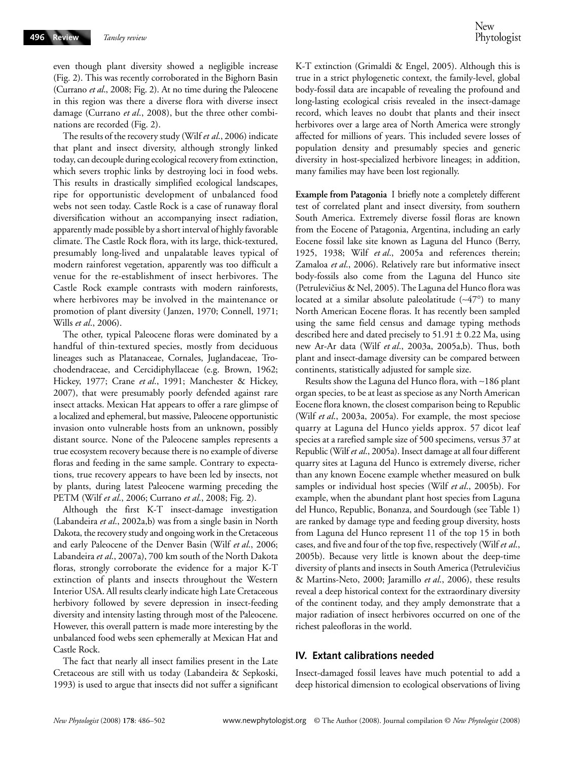even though plant diversity showed a negligible increase (Fig. 2). This was recently corroborated in the Bighorn Basin (Currano *et al*., 2008; Fig. 2). At no time during the Paleocene in this region was there a diverse flora with diverse insect damage (Currano *et al*., 2008), but the three other combinations are recorded (Fig. 2).

The results of the recovery study (Wilf *et al*., 2006) indicate that plant and insect diversity, although strongly linked today, can decouple during ecological recovery from extinction, which severs trophic links by destroying loci in food webs. This results in drastically simplified ecological landscapes, ripe for opportunistic development of unbalanced food webs not seen today. Castle Rock is a case of runaway floral diversification without an accompanying insect radiation, apparently made possible by a short interval of highly favorable climate. The Castle Rock flora, with its large, thick-textured, presumably long-lived and unpalatable leaves typical of modern rainforest vegetation, apparently was too difficult a venue for the re-establishment of insect herbivores. The Castle Rock example contrasts with modern rainforests, where herbivores may be involved in the maintenance or promotion of plant diversity (Janzen, 1970; Connell, 1971; Wills *et al*., 2006).

The other, typical Paleocene floras were dominated by a handful of thin-textured species, mostly from deciduous lineages such as Platanaceae, Cornales, Juglandaceae, Trochodendraceae, and Cercidiphyllaceae (e.g. Brown, 1962; Hickey, 1977; Crane *et al*., 1991; Manchester & Hickey, 2007), that were presumably poorly defended against rare insect attacks. Mexican Hat appears to offer a rare glimpse of a localized and ephemeral, but massive, Paleocene opportunistic invasion onto vulnerable hosts from an unknown, possibly distant source. None of the Paleocene samples represents a true ecosystem recovery because there is no example of diverse floras and feeding in the same sample. Contrary to expectations, true recovery appears to have been led by insects, not by plants, during latest Paleocene warming preceding the PETM (Wilf *et al*., 2006; Currano *et al*., 2008; Fig. 2).

Although the first K-T insect-damage investigation (Labandeira *et al*., 2002a,b) was from a single basin in North Dakota, the recovery study and ongoing work in the Cretaceous and early Paleocene of the Denver Basin (Wilf *et al*., 2006; Labandeira *et al*., 2007a), 700 km south of the North Dakota floras, strongly corroborate the evidence for a major K-T extinction of plants and insects throughout the Western Interior USA. All results clearly indicate high Late Cretaceous herbivory followed by severe depression in insect-feeding diversity and intensity lasting through most of the Paleocene. However, this overall pattern is made more interesting by the unbalanced food webs seen ephemerally at Mexican Hat and Castle Rock.

The fact that nearly all insect families present in the Late Cretaceous are still with us today (Labandeira & Sepkoski, 1993) is used to argue that insects did not suffer a significant K-T extinction (Grimaldi & Engel, 2005). Although this is true in a strict phylogenetic context, the family-level, global body-fossil data are incapable of revealing the profound and long-lasting ecological crisis revealed in the insect-damage record, which leaves no doubt that plants and their insect herbivores over a large area of North America were strongly affected for millions of years. This included severe losses of population density and presumably species and generic diversity in host-specialized herbivore lineages; in addition, many families may have been lost regionally.

**Example from Patagonia** I briefly note a completely different test of correlated plant and insect diversity, from southern South America. Extremely diverse fossil floras are known from the Eocene of Patagonia, Argentina, including an early Eocene fossil lake site known as Laguna del Hunco (Berry, 1925, 1938; Wilf *et al*., 2005a and references therein; Zamaloa *et al*., 2006). Relatively rare but informative insect body-fossils also come from the Laguna del Hunco site (Petrulevičius & Nel, 2005). The Laguna del Hunco flora was located at a similar absolute paleolatitude (~47°) to many North American Eocene floras. It has recently been sampled using the same field census and damage typing methods described here and dated precisely to 51.91 ± 0.22 Ma, using new Ar-Ar data (Wilf *et al*., 2003a, 2005a,b). Thus, both plant and insect-damage diversity can be compared between continents, statistically adjusted for sample size.

Results show the Laguna del Hunco flora, with ~186 plant organ species, to be at least as speciose as any North American Eocene flora known, the closest comparison being to Republic (Wilf *et al*., 2003a, 2005a). For example, the most speciose quarry at Laguna del Hunco yields approx. 57 dicot leaf species at a rarefied sample size of 500 specimens, versus 37 at Republic (Wilf *et al*., 2005a). Insect damage at all four different quarry sites at Laguna del Hunco is extremely diverse, richer than any known Eocene example whether measured on bulk samples or individual host species (Wilf *et al*., 2005b). For example, when the abundant plant host species from Laguna del Hunco, Republic, Bonanza, and Sourdough (see Table 1) are ranked by damage type and feeding group diversity, hosts from Laguna del Hunco represent 11 of the top 15 in both cases, and five and four of the top five, respectively (Wilf *et al*., 2005b). Because very little is known about the deep-time diversity of plants and insects in South America (Petrulevičius & Martins-Neto, 2000; Jaramillo *et al*., 2006), these results reveal a deep historical context for the extraordinary diversity of the continent today, and they amply demonstrate that a major radiation of insect herbivores occurred on one of the richest paleofloras in the world.

## IV. Extant calibrations needed

Insect-damaged fossil leaves have much potential to add a deep historical dimension to ecological observations of living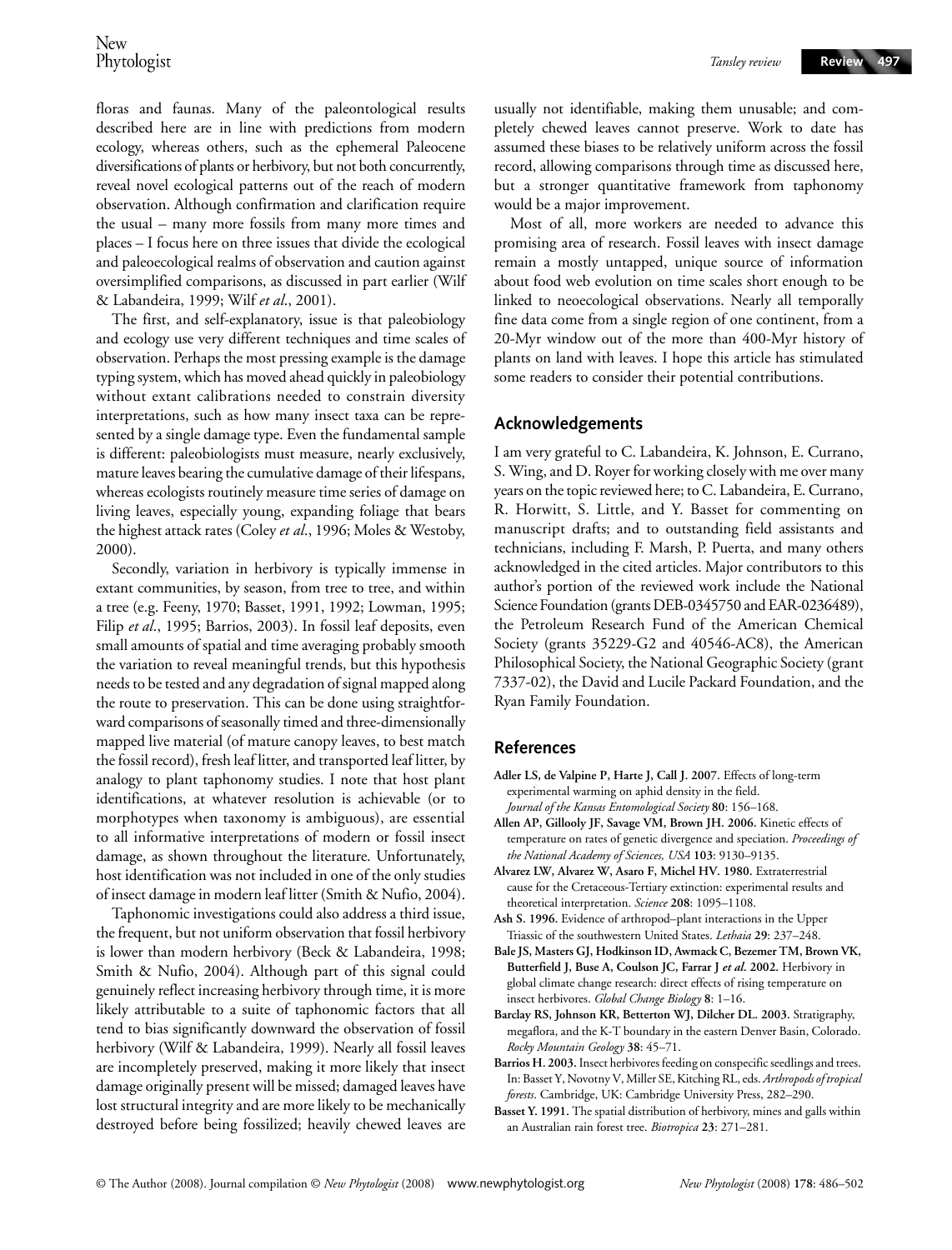floras and faunas. Many of the paleontological results described here are in line with predictions from modern ecology, whereas others, such as the ephemeral Paleocene diversifications of plants or herbivory, but not both concurrently, reveal novel ecological patterns out of the reach of modern observation. Although confirmation and clarification require the usual – many more fossils from many more times and places – I focus here on three issues that divide the ecological and paleoecological realms of observation and caution against oversimplified comparisons, as discussed in part earlier (Wilf & Labandeira, 1999; Wilf *et al*., 2001).

The first, and self-explanatory, issue is that paleobiology and ecology use very different techniques and time scales of observation. Perhaps the most pressing example is the damage typing system, which has moved ahead quickly in paleobiology without extant calibrations needed to constrain diversity interpretations, such as how many insect taxa can be represented by a single damage type. Even the fundamental sample is different: paleobiologists must measure, nearly exclusively, mature leaves bearing the cumulative damage of their lifespans, whereas ecologists routinely measure time series of damage on living leaves, especially young, expanding foliage that bears the highest attack rates (Coley *et al*., 1996; Moles & Westoby, 2000).

Secondly, variation in herbivory is typically immense in extant communities, by season, from tree to tree, and within a tree (e.g. Feeny, 1970; Basset, 1991, 1992; Lowman, 1995; Filip *et al*., 1995; Barrios, 2003). In fossil leaf deposits, even small amounts of spatial and time averaging probably smooth the variation to reveal meaningful trends, but this hypothesis needs to be tested and any degradation of signal mapped along the route to preservation. This can be done using straightforward comparisons of seasonally timed and three-dimensionally mapped live material (of mature canopy leaves, to best match the fossil record), fresh leaf litter, and transported leaf litter, by analogy to plant taphonomy studies. I note that host plant identifications, at whatever resolution is achievable (or to morphotypes when taxonomy is ambiguous), are essential to all informative interpretations of modern or fossil insect damage, as shown throughout the literature. Unfortunately, host identification was not included in one of the only studies of insect damage in modern leaf litter (Smith & Nufio, 2004).

Taphonomic investigations could also address a third issue, the frequent, but not uniform observation that fossil herbivory is lower than modern herbivory (Beck & Labandeira, 1998; Smith & Nufio, 2004). Although part of this signal could genuinely reflect increasing herbivory through time, it is more likely attributable to a suite of taphonomic factors that all tend to bias significantly downward the observation of fossil herbivory (Wilf & Labandeira, 1999). Nearly all fossil leaves are incompletely preserved, making it more likely that insect damage originally present will be missed; damaged leaves have lost structural integrity and are more likely to be mechanically destroyed before being fossilized; heavily chewed leaves are usually not identifiable, making them unusable; and completely chewed leaves cannot preserve. Work to date has assumed these biases to be relatively uniform across the fossil record, allowing comparisons through time as discussed here, but a stronger quantitative framework from taphonomy would be a major improvement.

Most of all, more workers are needed to advance this promising area of research. Fossil leaves with insect damage remain a mostly untapped, unique source of information about food web evolution on time scales short enough to be linked to neoecological observations. Nearly all temporally fine data come from a single region of one continent, from a 20-Myr window out of the more than 400-Myr history of plants on land with leaves. I hope this article has stimulated some readers to consider their potential contributions.

## Acknowledgements

I am very grateful to C. Labandeira, K. Johnson, E. Currano, S. Wing, and D. Royer for working closely with me over many years on the topic reviewed here; to C. Labandeira, E. Currano, R. Horwitt, S. Little, and Y. Basset for commenting on manuscript drafts; and to outstanding field assistants and technicians, including F. Marsh, P. Puerta, and many others acknowledged in the cited articles. Major contributors to this author's portion of the reviewed work include the National Science Foundation (grants DEB-0345750 and EAR-0236489), the Petroleum Research Fund of the American Chemical Society (grants 35229-G2 and 40546-AC8), the American Philosophical Society, the National Geographic Society (grant 7337-02), the David and Lucile Packard Foundation, and the Ryan Family Foundation.

## References

**Adler LS, de Valpine P, Harte J, Call J. 2007.** Effects of long-term experimental warming on aphid density in the field. *Journal of the Kansas Entomological Society* **80**: 156–168.

**Allen AP, Gillooly JF, Savage VM, Brown JH. 2006.** Kinetic effects of temperature on rates of genetic divergence and speciation. *Proceedings of the National Academy of Sciences, USA* **103**: 9130–9135.

**Alvarez LW, Alvarez W, Asaro F, Michel HV. 1980.** Extraterrestrial cause for the Cretaceous-Tertiary extinction: experimental results and theoretical interpretation. *Science* **208**: 1095–1108.

**Ash S. 1996.** Evidence of arthropod–plant interactions in the Upper Triassic of the southwestern United States. *Lethaia* **29**: 237–248.

**Bale JS, Masters GJ, Hodkinson ID, Awmack C, Bezemer TM, Brown VK, Butterfield J, Buse A, Coulson JC, Farrar J *et al*. 2002.** Herbivory in global climate change research: direct effects of rising temperature on insect herbivores. *Global Change Biology* **8**: 1–16.

**Barclay RS, Johnson KR, Betterton WJ, Dilcher DL. 2003.** Stratigraphy, megaflora, and the K-T boundary in the eastern Denver Basin, Colorado. *Rocky Mountain Geology* **38**: 45–71.

**Barrios H. 2003.** Insect herbivores feeding on conspecific seedlings and trees. In: Basset Y, Novotny V, Miller SE, Kitching RL, eds. *Arthropods of tropical forests*. Cambridge, UK: Cambridge University Press, 282–290.

**Basset Y. 1991.** The spatial distribution of herbivory, mines and galls within an Australian rain forest tree. *Biotropica* **23**: 271–281.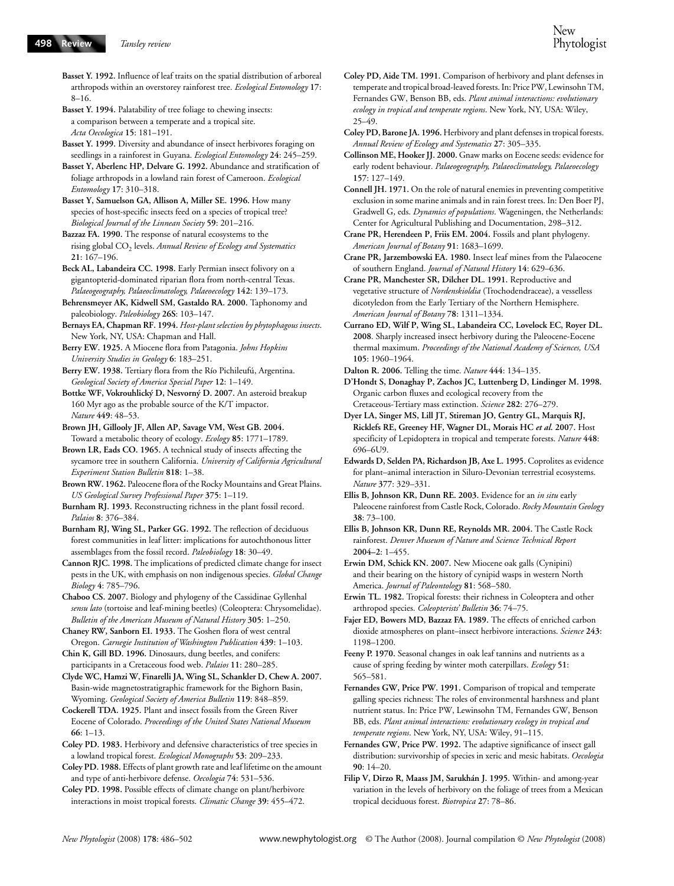**Basset Y. 1992.** Influence of leaf traits on the spatial distribution of arboreal arthropods within an overstorey rainforest tree. *Ecological Entomology* **17**: 8–16.

**Basset Y. 1994.** Palatability of tree foliage to chewing insects: a comparison between a temperate and a tropical site. *Acta Oecologica* **15**: 181–191.

**Basset Y. 1999.** Diversity and abundance of insect herbivores foraging on seedlings in a rainforest in Guyana. *Ecological Entomology* **24**: 245–259.

**Basset Y, Aberlenc HP, Delvare G. 1992.** Abundance and stratification of foliage arthropods in a lowland rain forest of Cameroon. *Ecological Entomology* **17**: 310–318.

**Basset Y, Samuelson GA, Allison A, Miller SE. 1996.** How many species of host-specific insects feed on a species of tropical tree? *Biological Journal of the Linnean Society* **59**: 201–216.

**Bazzaz FA. 1990.** The response of natural ecosystems to the rising global $CO_2$ levels. *Annual Review of Ecology and Systematics* **21**: 167–196.

**Beck AL, Labandeira CC. 1998.** Early Permian insect folivory on a gigantopterid-dominated riparian flora from north-central Texas. *Palaeogeography, Palaeoclimatology, Palaeoecology* **142**: 139–173.

**Behrensmeyer AK, Kidwell SM, Gastaldo RA. 2000.** Taphonomy and paleobiology. *Paleobiology* **26S**: 103–147.

**Bernays EA, Chapman RF. 1994.** *Host-plant selection by phytophagous insects*. New York, NY, USA: Chapman and Hall.

**Berry EW. 1925.** A Miocene flora from Patagonia. *Johns Hopkins University Studies in Geology* **6**: 183–251.

**Berry EW. 1938.** Tertiary flora from the Río Pichileufú, Argentina. *Geological Society of America Special Paper* **12**: 1–149.

**Bottke WF, Vokrouhlický D, Nesvorný D. 2007.** An asteroid breakup 160 Myr ago as the probable source of the K/T impactor. *Nature* **449**: 48–53.

**Brown JH, Gillooly JF, Allen AP, Savage VM, West GB. 2004.** Toward a metabolic theory of ecology. *Ecology* **85**: 1771–1789.

**Brown LR, Eads CO. 1965.** A technical study of insects affecting the sycamore tree in southern California. *University of California Agricultural Experiment Station Bulletin* **818**: 1–38.

**Brown RW. 1962.** Paleocene flora of the Rocky Mountains and Great Plains. *US Geological Survey Professional Paper* **375**: 1–119.

**Burnham RJ. 1993.** Reconstructing richness in the plant fossil record. *Palaios* **8**: 376–384.

**Burnham RJ, Wing SL, Parker GG. 1992.** The reflection of deciduous forest communities in leaf litter: implications for autochthonous litter assemblages from the fossil record. *Paleobiology* **18**: 30–49.

**Cannon RJC. 1998.** The implications of predicted climate change for insect pests in the UK, with emphasis on non indigenous species. *Global Change Biology* **4**: 785–796.

**Chaboo CS. 2007.** Biology and phylogeny of the Cassidinae Gyllenhal *sensu lato* (tortoise and leaf-mining beetles) (Coleoptera: Chrysomelidae). *Bulletin of the American Museum of Natural History* **305**: 1–250.

**Chaney RW, Sanborn EI. 1933.** The Goshen flora of west central Oregon. *Carnegie Institution of Washington Publication* **439**: 1–103.

**Chin K, Gill BD. 1996.** Dinosaurs, dung beetles, and conifers: participants in a Cretaceous food web. *Palaios* **11**: 280–285.

**Clyde WC, Hamzi W, Finarelli JA, Wing SL, Schankler D, Chew A. 2007.** Basin-wide magnetostratigraphic framework for the Bighorn Basin, Wyoming. *Geological Society of America Bulletin* **119**: 848–859.

**Cockerell TDA. 1925.** Plant and insect fossils from the Green River Eocene of Colorado. *Proceedings of the United States National Museum* **66**: 1–13.

**Coley PD. 1983.** Herbivory and defensive characteristics of tree species in a lowland tropical forest. *Ecological Monographs* **53**: 209–233.

**Coley PD. 1988.** Effects of plant growth rate and leaf lifetime on the amount and type of anti-herbivore defense. *Oecologia* **74**: 531–536.

**Coley PD. 1998.** Possible effects of climate change on plant/herbivore interactions in moist tropical forests. *Climatic Change* **39**: 455–472.

**Coley PD, Aide TM. 1991.** Comparison of herbivory and plant defenses in temperate and tropical broad-leaved forests. In: Price PW, Lewinsohn TM, Fernandes GW, Benson BB, eds. *Plant animal interactions: evolutionary ecology in tropical and temperate regions*. New York, NY, USA: Wiley, 25–49.

**Coley PD, Barone JA. 1996.** Herbivory and plant defenses in tropical forests. *Annual Review of Ecology and Systematics* **27**: 305–335.

**Collinson ME, Hooker JJ. 2000.** Gnaw marks on Eocene seeds: evidence for early rodent behaviour. *Palaeogeography, Palaeoclimatology, Palaeoecology* **157**: 127–149.

**Connell JH. 1971.** On the role of natural enemies in preventing competitive exclusion in some marine animals and in rain forest trees. In: Den Boer PJ, Gradwell G, eds. *Dynamics of populations*. Wageningen, the Netherlands: Center for Agricultural Publishing and Documentation, 298–312.

**Crane PR, Herendeen P, Friis EM. 2004.** Fossils and plant phylogeny. *American Journal of Botany* **91**: 1683–1699.

**Crane PR, Jarzembowski EA. 1980.** Insect leaf mines from the Palaeocene of southern England. *Journal of Natural History* **14**: 629–636.

**Crane PR, Manchester SR, Dilcher DL. 1991.** Reproductive and vegetative structure of *Nordenskioldia* (Trochodendraceae), a vesselless dicotyledon from the Early Tertiary of the Northern Hemisphere. *American Journal of Botany* **78**: 1311–1334.

**Currano ED, Wilf P, Wing SL, Labandeira CC, Lovelock EC, Royer DL. 2008.** Sharply increased insect herbivory during the Paleocene-Eocene thermal maximum. *Proceedings of the National Academy of Sciences, USA* **105**: 1960–1964.

**Dalton R. 2006.** Telling the time. *Nature* **444**: 134–135.

**D'Hondt S, Donaghay P, Zachos JC, Luttenberg D, Lindinger M. 1998.** Organic carbon fluxes and ecological recovery from the Cretaceous-Tertiary mass extinction. *Science* **282**: 276–279.

**Dyer LA, Singer MS, Lill JT, Stireman JO, Gentry GL, Marquis RJ, Ricklefs RE, Greeney HF, Wagner DL, Morais HC *et al*. 2007.** Host specificity of Lepidoptera in tropical and temperate forests. *Nature* **448**: 696–6U9.

**Edwards D, Selden PA, Richardson JB, Axe L. 1995.** Coprolites as evidence for plant–animal interaction in Siluro-Devonian terrestrial ecosystems. *Nature* **377**: 329–331.

**Ellis B, Johnson KR, Dunn RE. 2003.** Evidence for an *in situ* early Paleocene rainforest from Castle Rock, Colorado. *Rocky Mountain Geology* **38**: 73–100.

**Ellis B, Johnson KR, Dunn RE, Reynolds MR. 2004.** The Castle Rock rainforest. *Denver Museum of Nature and Science Technical Report* **2004–2**: 1–455.

**Erwin DM, Schick KN. 2007.** New Miocene oak galls (Cynipini) and their bearing on the history of cynipid wasps in western North America. *Journal of Paleontology* **81**: 568–580.

**Erwin TL. 1982.** Tropical forests: their richness in Coleoptera and other arthropod species. *Coleopterists' Bulletin* **36**: 74–75.

**Fajer ED, Bowers MD, Bazzaz FA. 1989.** The effects of enriched carbon dioxide atmospheres on plant–insect herbivore interactions. *Science* **243**: 1198–1200.

**Feeny P. 1970.** Seasonal changes in oak leaf tannins and nutrients as a cause of spring feeding by winter moth caterpillars. *Ecology* **51**: 565–581.

**Fernandes GW, Price PW. 1991.** Comparison of tropical and temperate galling species richness: The roles of environmental harshness and plant nutrient status. In: Price PW, Lewinsohn TM, Fernandes GW, Benson BB, eds. *Plant animal interactions: evolutionary ecology in tropical and temperate regions*. New York, NY, USA: Wiley, 91–115.

**Fernandes GW, Price PW. 1992.** The adaptive significance of insect gall distribution: survivorship of species in xeric and mesic habitats. *Oecologia* **90**: 14–20.

**Filip V, Dirzo R, Maass JM, Sarukhán J. 1995.** Within- and among-year variation in the levels of herbivory on the foliage of trees from a Mexican tropical deciduous forest. *Biotropica* **27**: 78–86.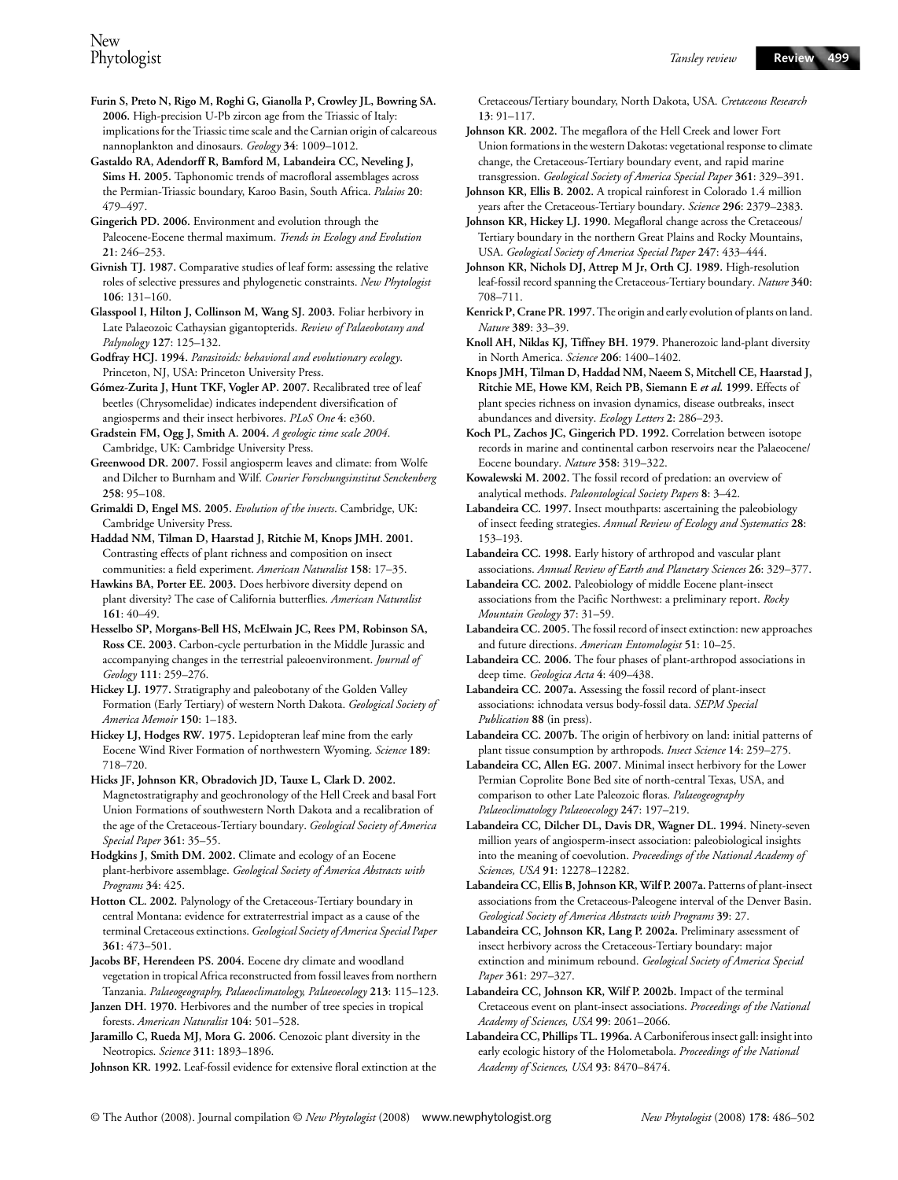**Furin S, Preto N, Rigo M, Roghi G, Gianolla P, Crowley JL, Bowring SA. 2006.** High-precision U-Pb zircon age from the Triassic of Italy: implications for the Triassic time scale and the Carnian origin of calcareous nannoplankton and dinosaurs. *Geology* **34**: 1009–1012.

**Gastaldo RA, Adendorff R, Bamford M, Labandeira CC, Neveling J, Sims H. 2005.** Taphonomic trends of macrofloral assemblages across the Permian-Triassic boundary, Karoo Basin, South Africa. *Palaios* **20**: 479–497.

**Gingerich PD. 2006.** Environment and evolution through the Paleocene-Eocene thermal maximum. *Trends in Ecology and Evolution* **21**: 246–253.

**Givnish TJ. 1987.** Comparative studies of leaf form: assessing the relative roles of selective pressures and phylogenetic constraints. *New Phytologist* **106**: 131–160.

**Glasspool I, Hilton J, Collinson M, Wang SJ. 2003.** Foliar herbivory in Late Palaeozoic Cathaysian gigantopterids. *Review of Palaeobotany and Palynology* **127**: 125–132.

**Godfray HCJ. 1994.** *Parasitoids: behavioral and evolutionary ecology*. Princeton, NJ, USA: Princeton University Press.

**Gómez-Zurita J, Hunt TKF, Vogler AP. 2007.** Recalibrated tree of leaf beetles (Chrysomelidae) indicates independent diversification of angiosperms and their insect herbivores. *PLoS One* **4**: e360.

**Gradstein FM, Ogg J, Smith A. 2004.** *A geologic time scale 2004*. Cambridge, UK: Cambridge University Press.

**Greenwood DR. 2007.** Fossil angiosperm leaves and climate: from Wolfe and Dilcher to Burnham and Wilf. *Courier Forschungsinstitut Senckenberg* **258**: 95–108.

**Grimaldi D, Engel MS. 2005.** *Evolution of the insects*. Cambridge, UK: Cambridge University Press.

**Haddad NM, Tilman D, Haarstad J, Ritchie M, Knops JMH. 2001.** Contrasting effects of plant richness and composition on insect communities: a field experiment. *American Naturalist* **158**: 17–35.

**Hawkins BA, Porter EE. 2003.** Does herbivore diversity depend on plant diversity? The case of California butterflies. *American Naturalist* **161**: 40–49.

**Hesselbo SP, Morgans-Bell HS, McElwain JC, Rees PM, Robinson SA, Ross CE. 2003.** Carbon-cycle perturbation in the Middle Jurassic and accompanying changes in the terrestrial paleoenvironment. *Journal of Geology* **111**: 259–276.

**Hickey LJ. 1977.** Stratigraphy and paleobotany of the Golden Valley Formation (Early Tertiary) of western North Dakota. *Geological Society of America Memoir* **150**: 1–183.

**Hickey LJ, Hodges RW. 1975.** Lepidopteran leaf mine from the early Eocene Wind River Formation of northwestern Wyoming. *Science* **189**: 718–720.

**Hicks JF, Johnson KR, Obradovich JD, Tauxe L, Clark D. 2002.** Magnetostratigraphy and geochronology of the Hell Creek and basal Fort Union Formations of southwestern North Dakota and a recalibration of the age of the Cretaceous-Tertiary boundary. *Geological Society of America Special Paper* **361**: 35–55.

**Hodgkins J, Smith DM. 2002.** Climate and ecology of an Eocene plant-herbivore assemblage. *Geological Society of America Abstracts with Programs* **34**: 425.

**Hotton CL. 2002.** Palynology of the Cretaceous-Tertiary boundary in central Montana: evidence for extraterrestrial impact as a cause of the terminal Cretaceous extinctions. *Geological Society of America Special Paper* **361**: 473–501.

**Jacobs BF, Herendeen PS. 2004.** Eocene dry climate and woodland vegetation in tropical Africa reconstructed from fossil leaves from northern Tanzania. *Palaeogeography, Palaeoclimatology, Palaeoecology* **213**: 115–123.

**Janzen DH. 1970.** Herbivores and the number of tree species in tropical forests. *American Naturalist* **104**: 501–528.

**Jaramillo C, Rueda MJ, Mora G. 2006.** Cenozoic plant diversity in the Neotropics. *Science* **311**: 1893–1896.

**Johnson KR. 1992.** Leaf-fossil evidence for extensive floral extinction at the Cretaceous/Tertiary boundary, North Dakota, USA. *Cretaceous Research* **13**: 91–117.

**Johnson KR. 2002.** The megaflora of the Hell Creek and lower Fort Union formations in the western Dakotas: vegetational response to climate change, the Cretaceous-Tertiary boundary event, and rapid marine transgression. *Geological Society of America Special Paper* **361**: 329–391.

**Johnson KR, Ellis B. 2002.** A tropical rainforest in Colorado 1.4 million years after the Cretaceous-Tertiary boundary. *Science* **296**: 2379–2383.

**Johnson KR, Hickey LJ. 1990.** Megafloral change across the Cretaceous/Tertiary boundary in the northern Great Plains and Rocky Mountains, USA. *Geological Society of America Special Paper* **247**: 433–444.

**Johnson KR, Nichols DJ, Attrep M Jr, Orth CJ. 1989.** High-resolution leaf-fossil record spanning the Cretaceous-Tertiary boundary. *Nature* **340**: 708–711.

**Kenrick P, Crane PR. 1997.** The origin and early evolution of plants on land. *Nature* **389**: 33–39.

**Knoll AH, Niklas KJ, Tiffney BH. 1979.** Phanerozoic land-plant diversity in North America. *Science* **206**: 1400–1402.

**Knops JMH, Tilman D, Haddad NM, Naeem S, Mitchell CE, Haarstad J, Ritchie ME, Howe KM, Reich PB, Siemann E *et al.* 1999.** Effects of plant species richness on invasion dynamics, disease outbreaks, insect abundances and diversity. *Ecology Letters* **2**: 286–293.

**Koch PL, Zachos JC, Gingerich PD. 1992.** Correlation between isotope records in marine and continental carbon reservoirs near the Palaeocene/Eocene boundary. *Nature* **358**: 319–322.

**Kowalewski M. 2002.** The fossil record of predation: an overview of analytical methods. *Paleontological Society Papers* **8**: 3–42.

**Labandeira CC. 1997.** Insect mouthparts: ascertaining the paleobiology of insect feeding strategies. *Annual Review of Ecology and Systematics* **28**: 153–193.

**Labandeira CC. 1998.** Early history of arthropod and vascular plant associations. *Annual Review of Earth and Planetary Sciences* **26**: 329–377.

**Labandeira CC. 2002.** Paleobiology of middle Eocene plant-insect associations from the Pacific Northwest: a preliminary report. *Rocky Mountain Geology* **37**: 31–59.

**Labandeira CC. 2005.** The fossil record of insect extinction: new approaches and future directions. *American Entomologist* **51**: 10–25.

**Labandeira CC. 2006.** The four phases of plant-arthropod associations in deep time. *Geologica Acta* **4**: 409–438.

**Labandeira CC. 2007a.** Assessing the fossil record of plant-insect associations: ichnodata versus body-fossil data. *SEPM Special Publication* **88** (in press).

**Labandeira CC. 2007b.** The origin of herbivory on land: initial patterns of plant tissue consumption by arthropods. *Insect Science* **14**: 259–275.

**Labandeira CC, Allen EG. 2007.** Minimal insect herbivory for the Lower Permian Coprolite Bone Bed site of north-central Texas, USA, and comparison to other Late Paleozoic floras. *Palaeogeography Palaeoclimatology Palaeoecology* **247**: 197–219.

**Labandeira CC, Dilcher DL, Davis DR, Wagner DL. 1994.** Ninety-seven million years of angiosperm-insect association: paleobiological insights into the meaning of coevolution. *Proceedings of the National Academy of Sciences, USA* **91**: 12278–12282.

**Labandeira CC, Ellis B, Johnson KR, Wilf P. 2007a.** Patterns of plant-insect associations from the Cretaceous-Paleogene interval of the Denver Basin. *Geological Society of America Abstracts with Programs* **39**: 27.

**Labandeira CC, Johnson KR, Lang P. 2002a.** Preliminary assessment of insect herbivory across the Cretaceous-Tertiary boundary: major extinction and minimum rebound. *Geological Society of America Special Paper* **361**: 297–327.

**Labandeira CC, Johnson KR, Wilf P. 2002b.** Impact of the terminal Cretaceous event on plant-insect associations. *Proceedings of the National Academy of Sciences, USA* **99**: 2061–2066.

**Labandeira CC, Phillips TL. 1996a.** A Carboniferous insect gall: insight into early ecologic history of the Holometabola. *Proceedings of the National Academy of Sciences, USA* **93**: 8470–8474.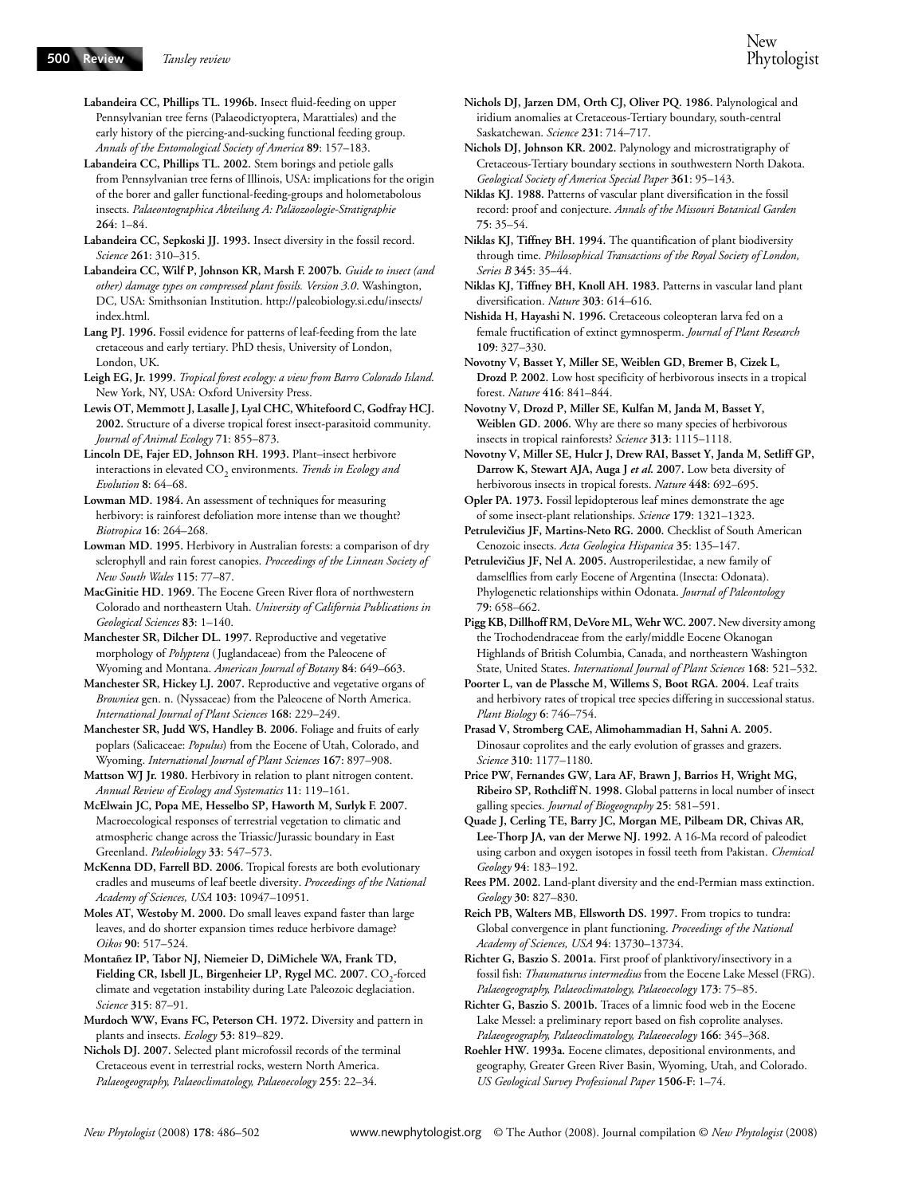**Labandeira CC, Phillips TL. 1996b.** Insect fluid-feeding on upper Pennsylvanian tree ferns (Palaeodictyoptera, Marattiales) and the early history of the piercing-and-sucking functional feeding group. *Annals of the Entomological Society of America* **89**: 157–183.

**Labandeira CC, Phillips TL. 2002.** Stem borings and petiole galls from Pennsylvanian tree ferns of Illinois, USA: implications for the origin of the borer and galler functional-feeding-groups and holometabolous insects. *Palaeontographica Abteilung A: Paläozoologie-Stratigraphie* **264**: 1–84.

**Labandeira CC, Sepkoski JJ. 1993.** Insect diversity in the fossil record. *Science* **261**: 310–315.

**Labandeira CC, Wilf P, Johnson KR, Marsh F. 2007b.** *Guide to insect (and other) damage types on compressed plant fossils. Version 3.0.* Washington, DC, USA: Smithsonian Institution. http://paleobiology.si.edu/insects/index.html.

**Lang PJ. 1996.** Fossil evidence for patterns of leaf-feeding from the late cretaceous and early tertiary. PhD thesis, University of London, London, UK.

**Leigh EG, Jr. 1999.** *Tropical forest ecology: a view from Barro Colorado Island.* New York, NY, USA: Oxford University Press.

**Lewis OT, Memmott J, Lasalle J, Lyal CHC, Whitefoord C, Godfray HCJ. 2002.** Structure of a diverse tropical forest insect-parasitoid community. *Journal of Animal Ecology* **71**: 855–873.

**Lincoln DE, Fajer ED, Johnson RH. 1993.** Plant–insect herbivore interactions in elevated $CO_2$ environments. *Trends in Ecology and Evolution* **8**: 64–68.

**Lowman MD. 1984.** An assessment of techniques for measuring herbivory: is rainforest defoliation more intense than we thought? *Biotropica* **16**: 264–268.

**Lowman MD. 1995.** Herbivory in Australian forests: a comparison of dry sclerophyll and rain forest canopies. *Proceedings of the Linnean Society of New South Wales* **115**: 77–87.

**MacGinitie HD. 1969.** The Eocene Green River flora of northwestern Colorado and northeastern Utah. *University of California Publications in Geological Sciences* **83**: 1–140.

**Manchester SR, Dilcher DL. 1997.** Reproductive and vegetative morphology of *Polyptera* (Juglandaceae) from the Paleocene of Wyoming and Montana. *American Journal of Botany* **84**: 649–663.

**Manchester SR, Hickey LJ. 2007.** Reproductive and vegetative organs of *Browniea* gen. n. (Nyssaceae) from the Paleocene of North America. *International Journal of Plant Sciences* **168**: 229–249.

**Manchester SR, Judd WS, Handley B. 2006.** Foliage and fruits of early poplars (Salicaceae: *Populus*) from the Eocene of Utah, Colorado, and Wyoming. *International Journal of Plant Sciences* **167**: 897–908.

**Mattson WJ Jr. 1980.** Herbivory in relation to plant nitrogen content. *Annual Review of Ecology and Systematics* **11**: 119–161.

**McElwain JC, Popa ME, Hesselbo SP, Haworth M, Surlyk F. 2007.** Macroecological responses of terrestrial vegetation to climatic and atmospheric change across the Triassic/Jurassic boundary in East Greenland. *Paleobiology* **33**: 547–573.

**McKenna DD, Farrell BD. 2006.** Tropical forests are both evolutionary cradles and museums of leaf beetle diversity. *Proceedings of the National Academy of Sciences, USA* **103**: 10947–10951.

**Moles AT, Westoby M. 2000.** Do small leaves expand faster than large leaves, and do shorter expansion times reduce herbivore damage? *Oikos* **90**: 517–524.

**Montañez IP, Tabor NJ, Niemeier D, DiMichele WA, Frank TD, Fielding CR, Isbell JL, Birgenheier LP, Rygel MC. 2007.** $CO_2$-forced climate and vegetation instability during Late Paleozoic deglaciation. *Science* **315**: 87–91.

**Murdoch WW, Evans FC, Peterson CH. 1972.** Diversity and pattern in plants and insects. *Ecology* **53**: 819–829.

**Nichols DJ. 2007.** Selected plant microfossil records of the terminal Cretaceous event in terrestrial rocks, western North America. *Palaeogeography, Palaeoclimatology, Palaeoecology* **255**: 22–34.

**Nichols DJ, Jarzen DM, Orth CJ, Oliver PQ. 1986.** Palynological and iridium anomalies at Cretaceous-Tertiary boundary, south-central Saskatchewan. *Science* **231**: 714–717.

**Nichols DJ, Johnson KR. 2002.** Palynology and microstratigraphy of Cretaceous-Tertiary boundary sections in southwestern North Dakota. *Geological Society of America Special Paper* **361**: 95–143.

**Niklas KJ. 1988.** Patterns of vascular plant diversification in the fossil record: proof and conjecture. *Annals of the Missouri Botanical Garden* **75**: 35–54.

**Niklas KJ, Tiffney BH. 1994.** The quantification of plant biodiversity through time. *Philosophical Transactions of the Royal Society of London, Series B* **345**: 35–44.

**Niklas KJ, Tiffney BH, Knoll AH. 1983.** Patterns in vascular land plant diversification. *Nature* **303**: 614–616.

**Nishida H, Hayashi N. 1996.** Cretaceous coleopteran larva fed on a female fructification of extinct gymnosperm. *Journal of Plant Research* **109**: 327–330.

**Novotny V, Basset Y, Miller SE, Weiblen GD, Bremer B, Cizek L, Drozd P. 2002.** Low host specificity of herbivorous insects in a tropical forest. *Nature* **416**: 841–844.

**Novotny V, Drozd P, Miller SE, Kulfan M, Janda M, Basset Y, Weiblen GD. 2006.** Why are there so many species of herbivorous insects in tropical rainforests? *Science* **313**: 1115–1118.

**Novotny V, Miller SE, Hulcr J, Drew RAI, Basset Y, Janda M, Setliff GP, Darrow K, Stewart AJA, Auga J *et al.* 2007.** Low beta diversity of herbivorous insects in tropical forests. *Nature* **448**: 692–695.

**Opler PA. 1973.** Fossil lepidopterous leaf mines demonstrate the age of some insect-plant relationships. *Science* **179**: 1321–1323.

**Petrulevičius JF, Martins-Neto RG. 2000.** Checklist of South American Cenozoic insects. *Acta Geologica Hispanica* **35**: 135–147.

**Petrulevičius JF, Nel A. 2005.** Austroperilestidae, a new family of damselflies from early Eocene of Argentina (Insecta: Odonata). Phylogenetic relationships within Odonata. *Journal of Paleontology* **79**: 658–662.

**Pigg KB, Dillhoff RM, DeVore ML, Wehr WC. 2007.** New diversity among the Trochodendraceae from the early/middle Eocene Okanogan Highlands of British Columbia, Canada, and northeastern Washington State, United States. *International Journal of Plant Sciences* **168**: 521–532.

**Poorter L, van de Plassche M, Willems S, Boot RGA. 2004.** Leaf traits and herbivory rates of tropical tree species differing in successional status. *Plant Biology* **6**: 746–754.

**Prasad V, Stromberg CAE, Alimohammadian H, Sahni A. 2005.** Dinosaur coprolites and the early evolution of grasses and grazers. *Science* **310**: 1177–1180.

**Price PW, Fernandes GW, Lara AF, Brawn J, Barrios H, Wright MG, Ribeiro SP, Rothcliff N. 1998.** Global patterns in local number of insect galling species. *Journal of Biogeography* **25**: 581–591.

**Quade J, Cerling TE, Barry JC, Morgan ME, Pilbeam DR, Chivas AR, Lee-Thorp JA, van der Merwe NJ. 1992.** A 16-Ma record of paleodiet using carbon and oxygen isotopes in fossil teeth from Pakistan. *Chemical Geology* **94**: 183–192.

**Rees PM. 2002.** Land-plant diversity and the end-Permian mass extinction. *Geology* **30**: 827–830.

**Reich PB, Walters MB, Ellsworth DS. 1997.** From tropics to tundra: Global convergence in plant functioning. *Proceedings of the National Academy of Sciences, USA* **94**: 13730–13734.

**Richter G, Baszio S. 2001a.** First proof of planktivory/insectivory in a fossil fish: *Thaumaturus intermedius* from the Eocene Lake Messel (FRG). *Palaeogeography, Palaeoclimatology, Palaeoecology* **173**: 75–85.

**Richter G, Baszio S. 2001b.** Traces of a limnic food web in the Eocene Lake Messel: a preliminary report based on fish coprolite analyses. *Palaeogeography, Palaeoclimatology, Palaeoecology* **166**: 345–368.

**Roehler HW. 1993a.** Eocene climates, depositional environments, and geography, Greater Green River Basin, Wyoming, Utah, and Colorado. *US Geological Survey Professional Paper* **1506-F**: 1–74.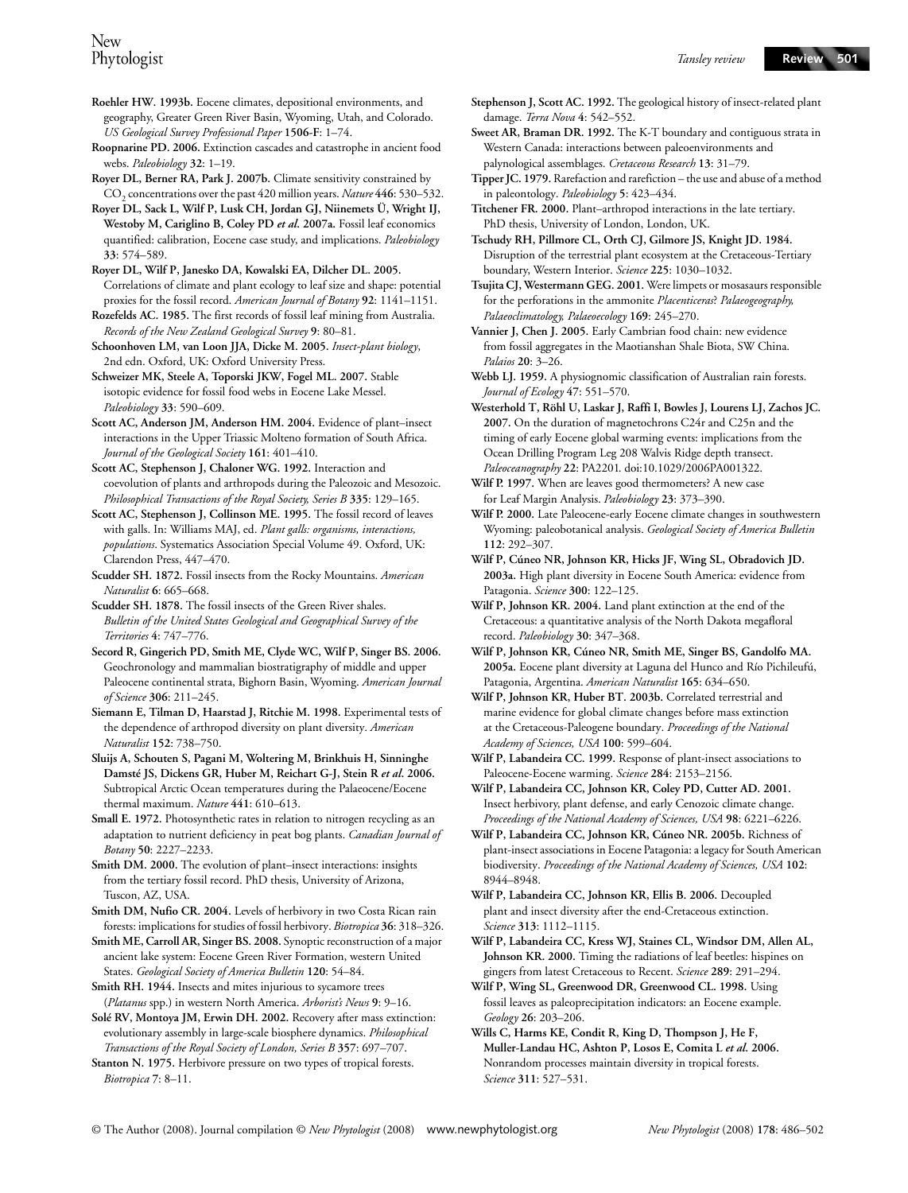**Roehler HW. 1993b.** Eocene climates, depositional environments, and geography, Greater Green River Basin, Wyoming, Utah, and Colorado. *US Geological Survey Professional Paper* **1506-F**: 1–74.

**Roopnarine PD. 2006.** Extinction cascades and catastrophe in ancient food webs. *Paleobiology* **32**: 1–19.

**Royer DL, Berner RA, Park J. 2007b.** Climate sensitivity constrained by $CO_2$ concentrations over the past 420 million years. *Nature* **446**: 530–532.

**Royer DL, Sack L, Wilf P, Lusk CH, Jordan GJ, Niinemets Ü, Wright IJ, Westoby M, Cariglino B, Coley PD *et al.* 2007a.** Fossil leaf economics quantified: calibration, Eocene case study, and implications. *Paleobiology* **33**: 574–589.

**Royer DL, Wilf P, Janesko DA, Kowalski EA, Dilcher DL. 2005.** Correlations of climate and plant ecology to leaf size and shape: potential proxies for the fossil record. *American Journal of Botany* **92**: 1141–1151.

**Rozefelds AC. 1985.** The first records of fossil leaf mining from Australia. *Records of the New Zealand Geological Survey* **9**: 80–81.

**Schoonhoven LM, van Loon JJA, Dicke M. 2005.** *Insect-plant biology*, 2nd edn. Oxford, UK: Oxford University Press.

**Schweizer MK, Steele A, Toporski JKW, Fogel ML. 2007.** Stable isotopic evidence for fossil food webs in Eocene Lake Messel. *Paleobiology* **33**: 590–609.

**Scott AC, Anderson JM, Anderson HM. 2004.** Evidence of plant–insect interactions in the Upper Triassic Molteno formation of South Africa. *Journal of the Geological Society* **161**: 401–410.

**Scott AC, Stephenson J, Chaloner WG. 1992.** Interaction and coevolution of plants and arthropods during the Paleozoic and Mesozoic. *Philosophical Transactions of the Royal Society, Series B* **335**: 129–165.

**Scott AC, Stephenson J, Collinson ME. 1995.** The fossil record of leaves with galls. In: Williams MAJ, ed. *Plant galls: organisms, interactions, populations*. Systematics Association Special Volume 49. Oxford, UK: Clarendon Press, 447–470.

**Scudder SH. 1872.** Fossil insects from the Rocky Mountains. *American Naturalist* **6**: 665–668.

**Scudder SH. 1878.** The fossil insects of the Green River shales. *Bulletin of the United States Geological and Geographical Survey of the Territories* **4**: 747–776.

**Secord R, Gingerich PD, Smith ME, Clyde WC, Wilf P, Singer BS. 2006.** Geochronology and mammalian biostratigraphy of middle and upper Paleocene continental strata, Bighorn Basin, Wyoming. *American Journal of Science* **306**: 211–245.

**Siemann E, Tilman D, Haarstad J, Ritchie M. 1998.** Experimental tests of the dependence of arthropod diversity on plant diversity. *American Naturalist* **152**: 738–750.

**Sluijs A, Schouten S, Pagani M, Woltering M, Brinkhuis H, Sinninghe Damsté JS, Dickens GR, Huber M, Reichart G-J, Stein R *et al.* 2006.** Subtropical Arctic Ocean temperatures during the Palaeocene/Eocene thermal maximum. *Nature* **441**: 610–613.

**Small E. 1972.** Photosynthetic rates in relation to nitrogen recycling as an adaptation to nutrient deficiency in peat bog plants. *Canadian Journal of Botany* **50**: 2227–2233.

**Smith DM. 2000.** The evolution of plant–insect interactions: insights from the tertiary fossil record. PhD thesis, University of Arizona, Tuscon, AZ, USA.

**Smith DM, Nufio CR. 2004.** Levels of herbivory in two Costa Rican rain forests: implications for studies of fossil herbivory. *Biotropica* **36**: 318–326.

**Smith ME, Carroll AR, Singer BS. 2008.** Synoptic reconstruction of a major ancient lake system: Eocene Green River Formation, western United States. *Geological Society of America Bulletin* **120**: 54–84.

**Smith RH. 1944.** Insects and mites injurious to sycamore trees (*Platanus* spp.) in western North America. *Arborist's News* **9**: 9–16.

**Solé RV, Montoya JM, Erwin DH. 2002.** Recovery after mass extinction: evolutionary assembly in large-scale biosphere dynamics. *Philosophical Transactions of the Royal Society of London, Series B* **357**: 697–707.

**Stanton N. 1975.** Herbivore pressure on two types of tropical forests. *Biotropica* **7**: 8–11.

**Stephenson J, Scott AC. 1992.** The geological history of insect-related plant damage. *Terra Nova* **4**: 542–552.

**Sweet AR, Braman DR. 1992.** The K-T boundary and contiguous strata in Western Canada: interactions between paleoenvironments and palynological assemblages. *Cretaceous Research* **13**: 31–79.

**Tipper JC. 1979.** Rarefaction and rarefiction – the use and abuse of a method in paleontology. *Paleobiology* **5**: 423–434.

**Titchener FR. 2000.** Plant–arthropod interactions in the late tertiary. PhD thesis, University of London, London, UK.

**Tschudy RH, Pillmore CL, Orth CJ, Gilmore JS, Knight JD. 1984.** Disruption of the terrestrial plant ecosystem at the Cretaceous-Tertiary boundary, Western Interior. *Science* **225**: 1030–1032.

**Tsujita CJ, Westermann GEG. 2001.** Were limpets or mosasaurs responsible for the perforations in the ammonite *Placenticeras*? *Palaeogeography, Palaeoclimatology, Palaeoecology* **169**: 245–270.

**Vannier J, Chen J. 2005.** Early Cambrian food chain: new evidence from fossil aggregates in the Maotianshan Shale Biota, SW China. *Palaios* **20**: 3–26.

**Webb LJ. 1959.** A physiognomic classification of Australian rain forests. *Journal of Ecology* **47**: 551–570.

**Westerhold T, Röhl U, Laskar J, Raffi I, Bowles J, Lourens LJ, Zachos JC. 2007.** On the duration of magnetochrons C24r and C25n and the timing of early Eocene global warming events: implications from the Ocean Drilling Program Leg 208 Walvis Ridge depth transect. *Paleoceanography* **22**: PA2201. doi:10.1029/2006PA001322.

**Wilf P. 1997.** When are leaves good thermometers? A new case for Leaf Margin Analysis. *Paleobiology* **23**: 373–390.

**Wilf P. 2000.** Late Paleocene-early Eocene climate changes in southwestern Wyoming: paleobotanical analysis. *Geological Society of America Bulletin* **112**: 292–307.

**Wilf P, Cúneo NR, Johnson KR, Hicks JF, Wing SL, Obradovich JD. 2003a.** High plant diversity in Eocene South America: evidence from Patagonia. *Science* **300**: 122–125.

**Wilf P, Johnson KR. 2004.** Land plant extinction at the end of the Cretaceous: a quantitative analysis of the North Dakota megafloral record. *Paleobiology* **30**: 347–368.

**Wilf P, Johnson KR, Cúneo NR, Smith ME, Singer BS, Gandolfo MA. 2005a.** Eocene plant diversity at Laguna del Hunco and Río Pichileufú, Patagonia, Argentina. *American Naturalist* **165**: 634–650.

**Wilf P, Johnson KR, Huber BT. 2003b.** Correlated terrestrial and marine evidence for global climate changes before mass extinction at the Cretaceous-Paleogene boundary. *Proceedings of the National Academy of Sciences, USA* **100**: 599–604.

**Wilf P, Labandeira CC. 1999.** Response of plant-insect associations to Paleocene-Eocene warming. *Science* **284**: 2153–2156.

**Wilf P, Labandeira CC, Johnson KR, Coley PD, Cutter AD. 2001.** Insect herbivory, plant defense, and early Cenozoic climate change. *Proceedings of the National Academy of Sciences, USA* **98**: 6221–6226.

**Wilf P, Labandeira CC, Johnson KR, Cúneo NR. 2005b.** Richness of plant-insect associations in Eocene Patagonia: a legacy for South American biodiversity. *Proceedings of the National Academy of Sciences, USA* **102**: 8944–8948.

**Wilf P, Labandeira CC, Johnson KR, Ellis B. 2006.** Decoupled plant and insect diversity after the end-Cretaceous extinction. *Science* **313**: 1112–1115.

**Wilf P, Labandeira CC, Kress WJ, Staines CL, Windsor DM, Allen AL, Johnson KR. 2000.** Timing the radiations of leaf beetles: hispines on gingers from latest Cretaceous to Recent. *Science* **289**: 291–294.

**Wilf P, Wing SL, Greenwood DR, Greenwood CL. 1998.** Using fossil leaves as paleoprecipitation indicators: an Eocene example. *Geology* **26**: 203–206.

**Wills C, Harms KE, Condit R, King D, Thompson J, He F, Muller-Landau HC, Ashton P, Losos E, Comita L *et al.* 2006.** Nonrandom processes maintain diversity in tropical forests. *Science* **311**: 527–531.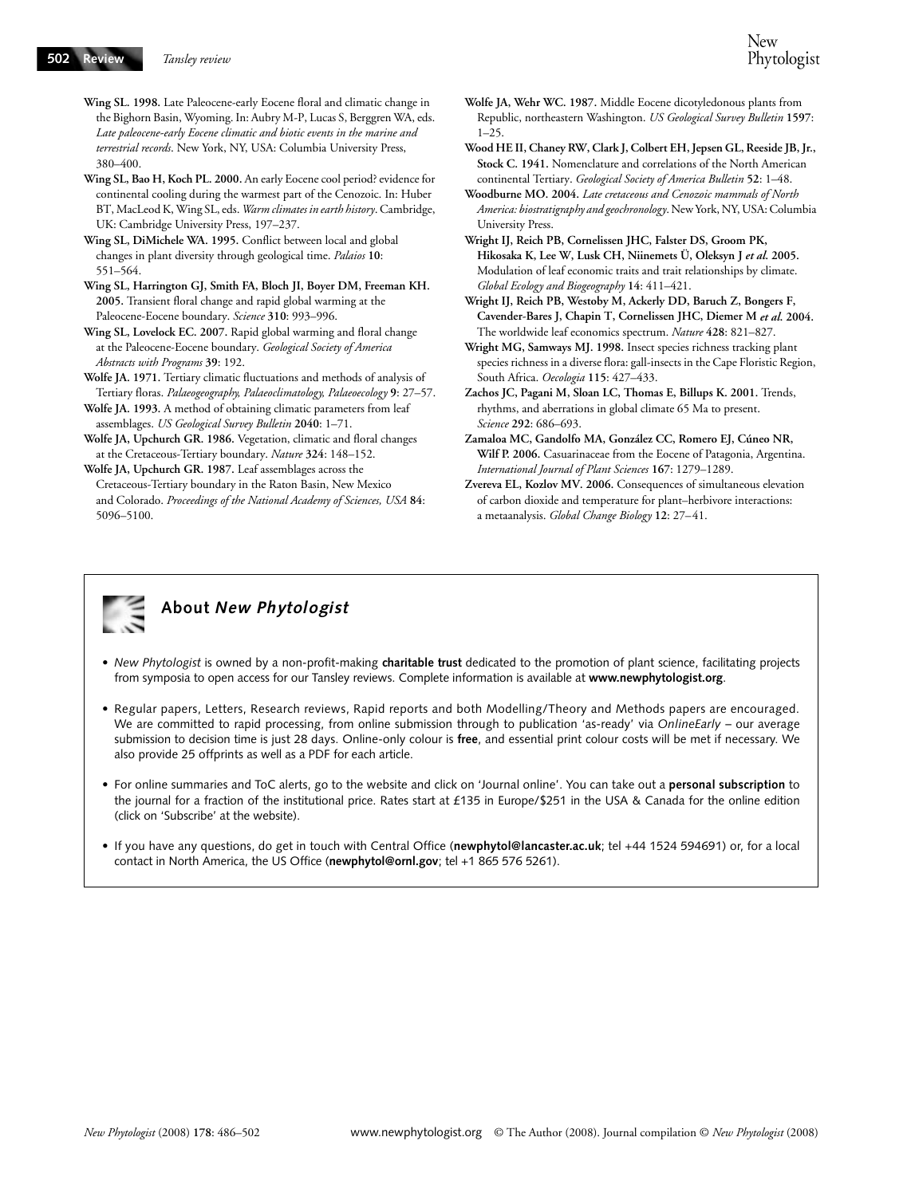**Wing SL. 1998.** Late Paleocene-early Eocene floral and climatic change in the Bighorn Basin, Wyoming. In: Aubry M-P, Lucas S, Berggren WA, eds. *Late paleocene-early Eocene climatic and biotic events in the marine and terrestrial records*. New York, NY, USA: Columbia University Press, 380–400.

**Wing SL, Bao H, Koch PL. 2000.** An early Eocene cool period? evidence for continental cooling during the warmest part of the Cenozoic. In: Huber BT, MacLeod K, Wing SL, eds. *Warm climates in earth history*. Cambridge, UK: Cambridge University Press, 197–237.

**Wing SL, DiMichele WA. 1995.** Conflict between local and global changes in plant diversity through geological time. *Palaios* **10**: 551–564.

**Wing SL, Harrington GJ, Smith FA, Bloch JI, Boyer DM, Freeman KH. 2005.** Transient floral change and rapid global warming at the Paleocene-Eocene boundary. *Science* **310**: 993–996.

**Wing SL, Lovelock EC. 2007.** Rapid global warming and floral change at the Paleocene-Eocene boundary. *Geological Society of America Abstracts with Programs* **39**: 192.

**Wolfe JA. 1971.** Tertiary climatic fluctuations and methods of analysis of Tertiary floras. *Palaeogeography, Palaeoclimatology, Palaeoecology* **9**: 27–57.

**Wolfe JA. 1993.** A method of obtaining climatic parameters from leaf assemblages. *US Geological Survey Bulletin* **2040**: 1–71.

**Wolfe JA, Upchurch GR. 1986.** Vegetation, climatic and floral changes at the Cretaceous-Tertiary boundary. *Nature* **324**: 148–152.

**Wolfe JA, Upchurch GR. 1987.** Leaf assemblages across the Cretaceous-Tertiary boundary in the Raton Basin, New Mexico and Colorado. *Proceedings of the National Academy of Sciences, USA* **84**: 5096–5100.

**Wolfe JA, Wehr WC. 1987.** Middle Eocene dicotyledonous plants from Republic, northeastern Washington. *US Geological Survey Bulletin* **1597**: 1–25.

**Wood HE II, Chaney RW, Clark J, Colbert EH, Jepsen GL, Reeside JB, Jr., Stock C. 1941.** Nomenclature and correlations of the North American continental Tertiary. *Geological Society of America Bulletin* **52**: 1–48.

**Woodburne MO. 2004.** *Late cretaceous and Cenozoic mammals of North America: biostratigraphy and geochronology*. New York, NY, USA: Columbia University Press.

**Wright IJ, Reich PB, Cornelissen JHC, Falster DS, Groom PK, Hikosaka K, Lee W, Lusk CH, Niinemets Ü, Oleksyn J *et al.* 2005.** Modulation of leaf economic traits and trait relationships by climate. *Global Ecology and Biogeography* **14**: 411–421.

**Wright IJ, Reich PB, Westoby M, Ackerly DD, Baruch Z, Bongers F, Cavender-Bares J, Chapin T, Cornelissen JHC, Diemer M *et al.* 2004.** The worldwide leaf economics spectrum. *Nature* **428**: 821–827.

**Wright MG, Samways MJ. 1998.** Insect species richness tracking plant species richness in a diverse flora: gall-insects in the Cape Floristic Region, South Africa. *Oecologia* **115**: 427–433.

**Zachos JC, Pagani M, Sloan LC, Thomas E, Billups K. 2001.** Trends, rhythms, and aberrations in global climate 65 Ma to present. *Science* **292**: 686–693.

**Zamaloa MC, Gandolfo MA, González CC, Romero EJ, Cúneo NR, Wilf P. 2006.** Casuarinaceae from the Eocene of Patagonia, Argentina. *International Journal of Plant Sciences* **167**: 1279–1289.

**Zvereva EL, Kozlov MV. 2006.** Consequences of simultaneous elevation of carbon dioxide and temperature for plant–herbivore interactions: a metaanalysis. *Global Change Biology* **12**: 27–41.

## About *New Phytologist*

- *New Phytologist* is owned by a non-profit-making **charitable trust** dedicated to the promotion of plant science, facilitating projects from symposia to open access for our Tansley reviews. Complete information is available at **www.newphytologist.org**.
- Regular papers, Letters, Research reviews, Rapid reports and both Modelling/Theory and Methods papers are encouraged. We are committed to rapid processing, from online submission through to publication 'as-ready' via *OnlineEarly* – our average submission to decision time is just 28 days. Online-only colour is **free**, and essential print colour costs will be met if necessary. We also provide 25 offprints as well as a PDF for each article.
- For online summaries and ToC alerts, go to the website and click on 'Journal online'. You can take out a **personal subscription** to the journal for a fraction of the institutional price. Rates start at £135 in Europe/$251 in the USA & Canada for the online edition (click on 'Subscribe' at the website).
- If you have any questions, do get in touch with Central Office (**newphytol@lancaster.ac.uk**; tel +44 1524 594691) or, for a local contact in North America, the US Office (**newphytol@ornl.gov**; tel +1 865 576 5261).